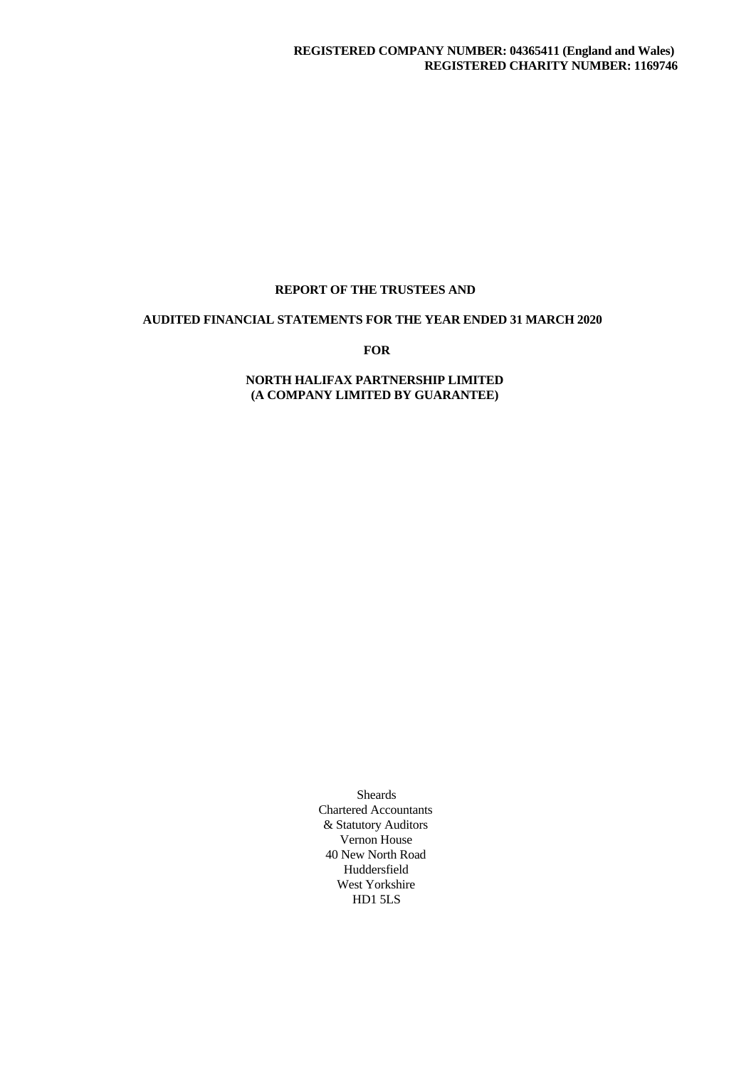**REGISTERED COMPANY NUMBER: 04365411 (England and Wales)**
**REGISTERED CHARITY NUMBER: 1169746**

# REPORT OF THE TRUSTEES AND

# AUDITED FINANCIAL STATEMENTS FOR THE YEAR ENDED 31 MARCH 2020

**FOR**

# NORTH HALIFAX PARTNERSHIP LIMITED
# (A COMPANY LIMITED BY GUARANTEE)

Sheards
Chartered Accountants
& Statutory Auditors
Vernon House
40 New North Road
Huddersfield
West Yorkshire
HD1 5LS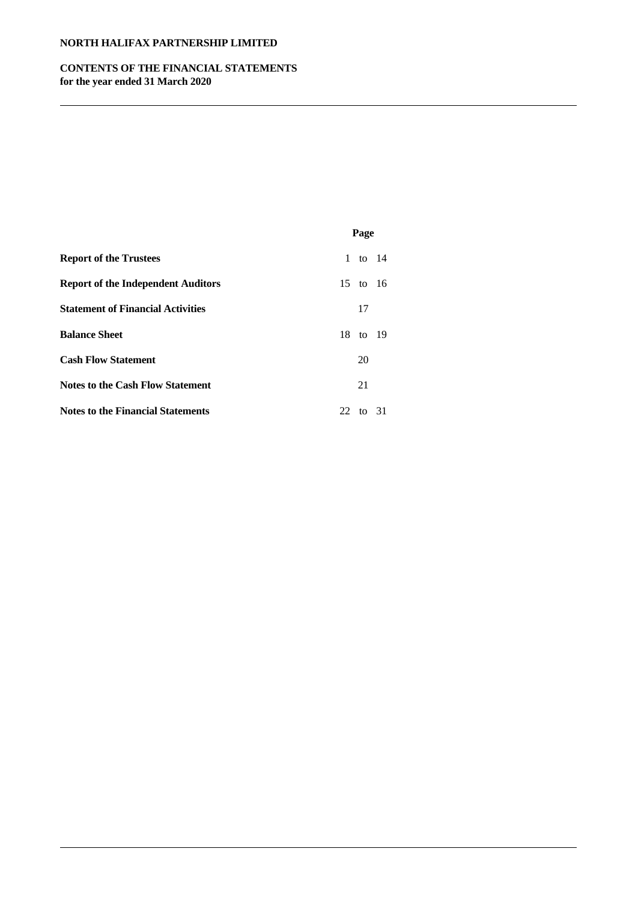**NORTH HALIFAX PARTNERSHIP LIMITED**

**CONTENTS OF THE FINANCIAL STATEMENTS**
**for the year ended 31 March 2020**

| | Page |
|---|---|
| **Report of the Trustees** | 1 to 14 |
| **Report of the Independent Auditors** | 15 to 16 |
| **Statement of Financial Activities** | 17 |
| **Balance Sheet** | 18 to 19 |
| **Cash Flow Statement** | 20 |
| **Notes to the Cash Flow Statement** | 21 |
| **Notes to the Financial Statements** | 22 to 31 |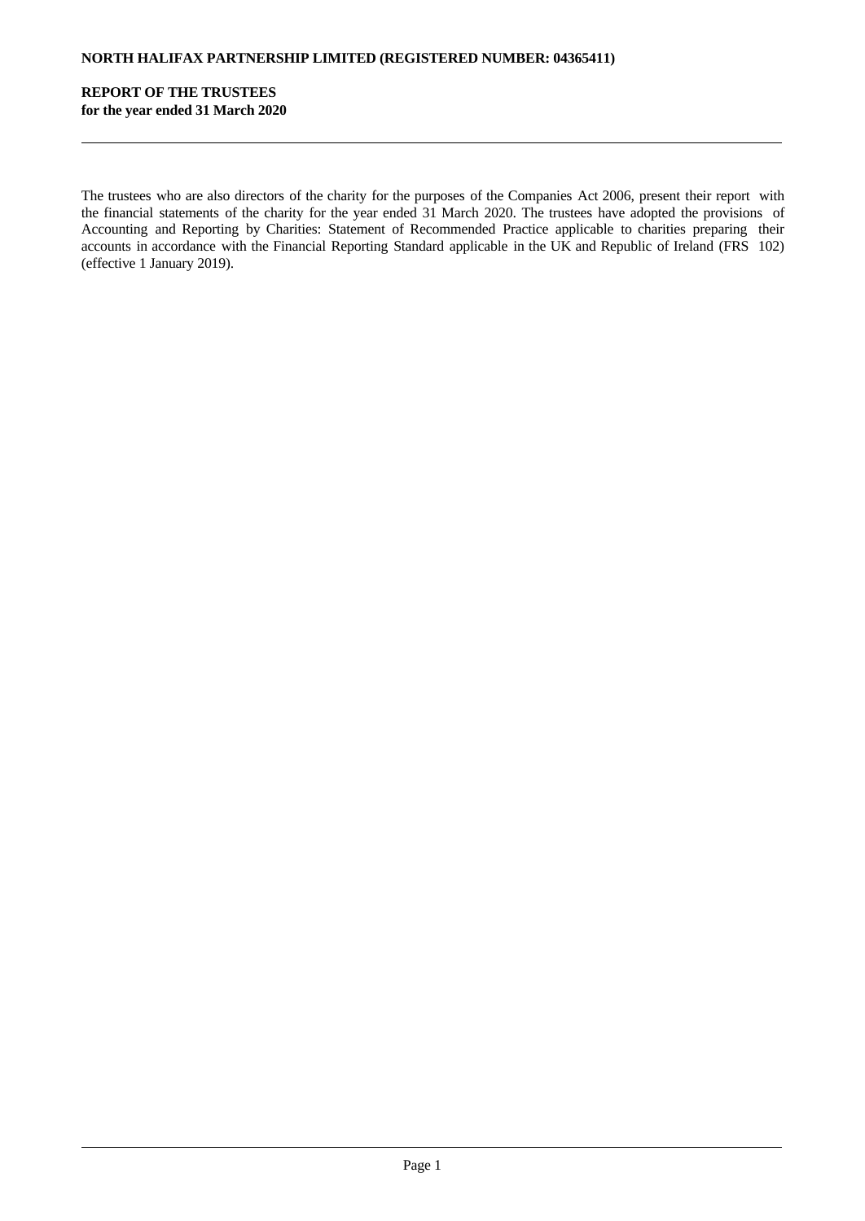**NORTH HALIFAX PARTNERSHIP LIMITED (REGISTERED NUMBER: 04365411)**

**REPORT OF THE TRUSTEES**
**for the year ended 31 March 2020**

The trustees who are also directors of the charity for the purposes of the Companies Act 2006, present their report with the financial statements of the charity for the year ended 31 March 2020. The trustees have adopted the provisions of Accounting and Reporting by Charities: Statement of Recommended Practice applicable to charities preparing their accounts in accordance with the Financial Reporting Standard applicable in the UK and Republic of Ireland (FRS 102) (effective 1 January 2019).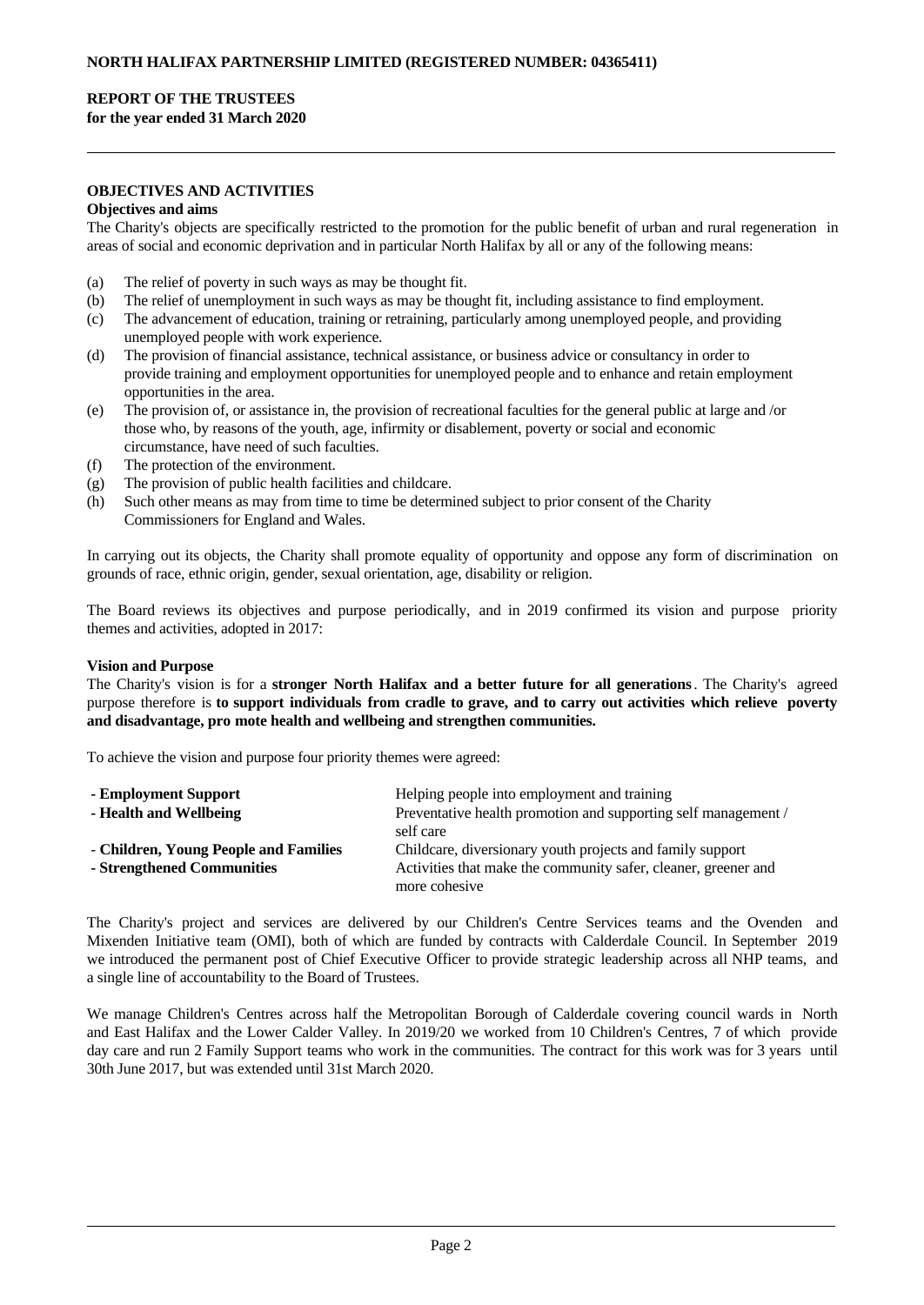## OBJECTIVES AND ACTIVITIES

### Objectives and aims

The Charity's objects are specifically restricted to the promotion for the public benefit of urban and rural regeneration in areas of social and economic deprivation and in particular North Halifax by all or any of the following means:

(a) The relief of poverty in such ways as may be thought fit.
(b) The relief of unemployment in such ways as may be thought fit, including assistance to find employment.
(c) The advancement of education, training or retraining, particularly among unemployed people, and providing unemployed people with work experience.
(d) The provision of financial assistance, technical assistance, or business advice or consultancy in order to provide training and employment opportunities for unemployed people and to enhance and retain employment opportunities in the area.
(e) The provision of, or assistance in, the provision of recreational faculties for the general public at large and /or those who, by reasons of the youth, age, infirmity or disablement, poverty or social and economic circumstance, have need of such faculties.
(f) The protection of the environment.
(g) The provision of public health facilities and childcare.
(h) Such other means as may from time to time be determined subject to prior consent of the Charity Commissioners for England and Wales.

In carrying out its objects, the Charity shall promote equality of opportunity and oppose any form of discrimination on grounds of race, ethnic origin, gender, sexual orientation, age, disability or religion.

The Board reviews its objectives and purpose periodically, and in 2019 confirmed its vision and purpose priority themes and activities, adopted in 2017:

### Vision and Purpose

The Charity's vision is for a **stronger North Halifax and a better future for all generations**. The Charity's agreed purpose therefore is **to support individuals from cradle to grave, and to carry out activities which relieve poverty and disadvantage, pro mote health and wellbeing and strengthen communities.**

To achieve the vision and purpose four priority themes were agreed:

| | |
|---|---|
| **- Employment Support** | Helping people into employment and training |
| **- Health and Wellbeing** | Preventative health promotion and supporting self management / self care |
| - **Children, Young People and Families** | Childcare, diversionary youth projects and family support |
| **- Strengthened Communities** | Activities that make the community safer, cleaner, greener and more cohesive |

The Charity's project and services are delivered by our Children's Centre Services teams and the Ovenden and Mixenden Initiative team (OMI), both of which are funded by contracts with Calderdale Council. In September 2019 we introduced the permanent post of Chief Executive Officer to provide strategic leadership across all NHP teams, and a single line of accountability to the Board of Trustees.

We manage Children's Centres across half the Metropolitan Borough of Calderdale covering council wards in North and East Halifax and the Lower Calder Valley. In 2019/20 we worked from 10 Children's Centres, 7 of which provide day care and run 2 Family Support teams who work in the communities. The contract for this work was for 3 years until 30th June 2017, but was extended until 31st March 2020.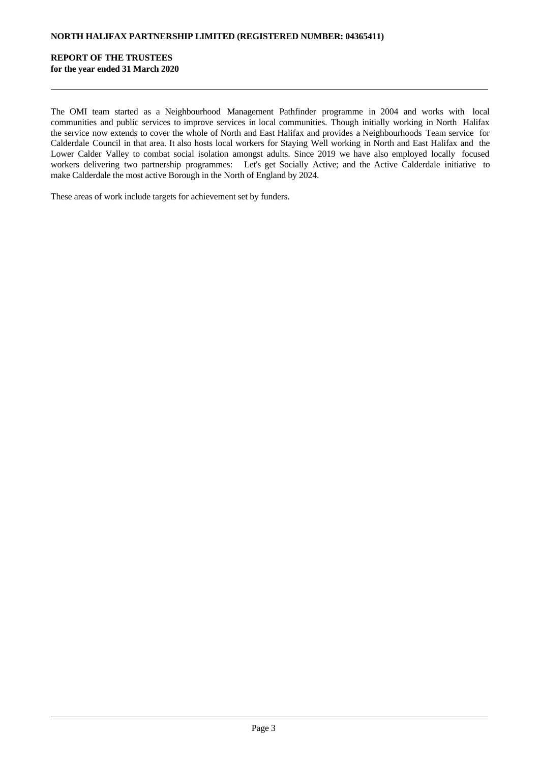The OMI team started as a Neighbourhood Management Pathfinder programme in 2004 and works with local communities and public services to improve services in local communities. Though initially working in North Halifax the service now extends to cover the whole of North and East Halifax and provides a Neighbourhoods Team service for Calderdale Council in that area. It also hosts local workers for Staying Well working in North and East Halifax and the Lower Calder Valley to combat social isolation amongst adults. Since 2019 we have also employed locally focused workers delivering two partnership programmes: Let's get Socially Active; and the Active Calderdale initiative to make Calderdale the most active Borough in the North of England by 2024.

These areas of work include targets for achievement set by funders.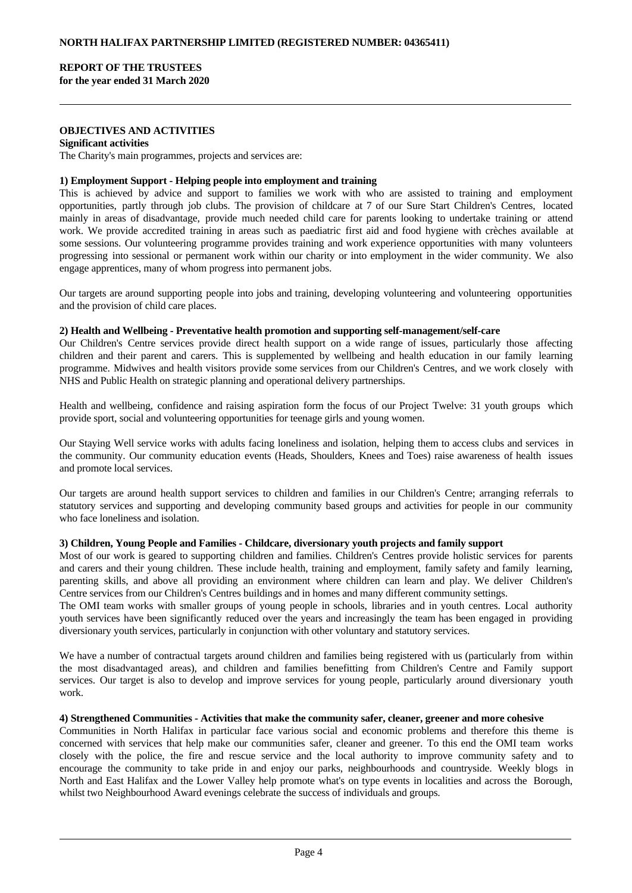**NORTH HALIFAX PARTNERSHIP LIMITED (REGISTERED NUMBER: 04365411)**

**REPORT OF THE TRUSTEES**
**for the year ended 31 March 2020**

**OBJECTIVES AND ACTIVITIES**

**Significant activities**

The Charity's main programmes, projects and services are:

**1) Employment Support - Helping people into employment and training**

This is achieved by advice and support to families we work with who are assisted to training and employment opportunities, partly through job clubs. The provision of childcare at 7 of our Sure Start Children's Centres, located mainly in areas of disadvantage, provide much needed child care for parents looking to undertake training or attend work. We provide accredited training in areas such as paediatric first aid and food hygiene with crèches available at some sessions. Our volunteering programme provides training and work experience opportunities with many volunteers progressing into sessional or permanent work within our charity or into employment in the wider community. We also engage apprentices, many of whom progress into permanent jobs.

Our targets are around supporting people into jobs and training, developing volunteering and volunteering opportunities and the provision of child care places.

**2) Health and Wellbeing - Preventative health promotion and supporting self-management/self-care**

Our Children's Centre services provide direct health support on a wide range of issues, particularly those affecting children and their parent and carers. This is supplemented by wellbeing and health education in our family learning programme. Midwives and health visitors provide some services from our Children's Centres, and we work closely with NHS and Public Health on strategic planning and operational delivery partnerships.

Health and wellbeing, confidence and raising aspiration form the focus of our Project Twelve: 31 youth groups which provide sport, social and volunteering opportunities for teenage girls and young women.

Our Staying Well service works with adults facing loneliness and isolation, helping them to access clubs and services in the community. Our community education events (Heads, Shoulders, Knees and Toes) raise awareness of health issues and promote local services.

Our targets are around health support services to children and families in our Children's Centre; arranging referrals to statutory services and supporting and developing community based groups and activities for people in our community who face loneliness and isolation.

**3) Children, Young People and Families - Childcare, diversionary youth projects and family support**

Most of our work is geared to supporting children and families. Children's Centres provide holistic services for parents and carers and their young children. These include health, training and employment, family safety and family learning, parenting skills, and above all providing an environment where children can learn and play. We deliver Children's Centre services from our Children's Centres buildings and in homes and many different community settings.

The OMI team works with smaller groups of young people in schools, libraries and in youth centres. Local authority youth services have been significantly reduced over the years and increasingly the team has been engaged in providing diversionary youth services, particularly in conjunction with other voluntary and statutory services.

We have a number of contractual targets around children and families being registered with us (particularly from within the most disadvantaged areas), and children and families benefitting from Children's Centre and Family support services. Our target is also to develop and improve services for young people, particularly around diversionary youth work.

**4) Strengthened Communities - Activities that make the community safer, cleaner, greener and more cohesive**

Communities in North Halifax in particular face various social and economic problems and therefore this theme is concerned with services that help make our communities safer, cleaner and greener. To this end the OMI team works closely with the police, the fire and rescue service and the local authority to improve community safety and to encourage the community to take pride in and enjoy our parks, neighbourhoods and countryside. Weekly blogs in North and East Halifax and the Lower Valley help promote what's on type events in localities and across the Borough, whilst two Neighbourhood Award evenings celebrate the success of individuals and groups.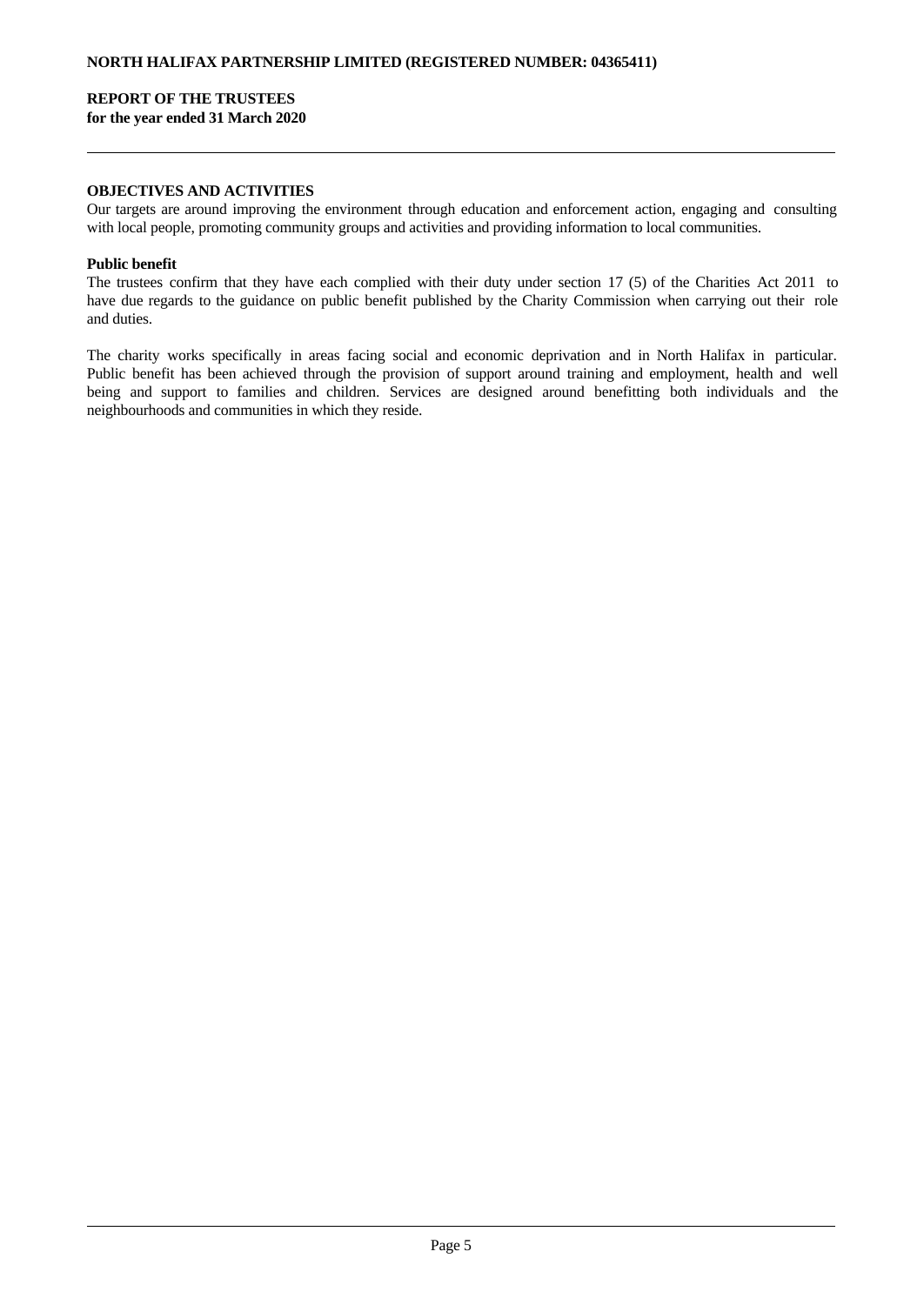## OBJECTIVES AND ACTIVITIES

Our targets are around improving the environment through education and enforcement action, engaging and consulting with local people, promoting community groups and activities and providing information to local communities.

### Public benefit

The trustees confirm that they have each complied with their duty under section 17 (5) of the Charities Act 2011 to have due regards to the guidance on public benefit published by the Charity Commission when carrying out their role and duties.

The charity works specifically in areas facing social and economic deprivation and in North Halifax in particular. Public benefit has been achieved through the provision of support around training and employment, health and well being and support to families and children. Services are designed around benefitting both individuals and the neighbourhoods and communities in which they reside.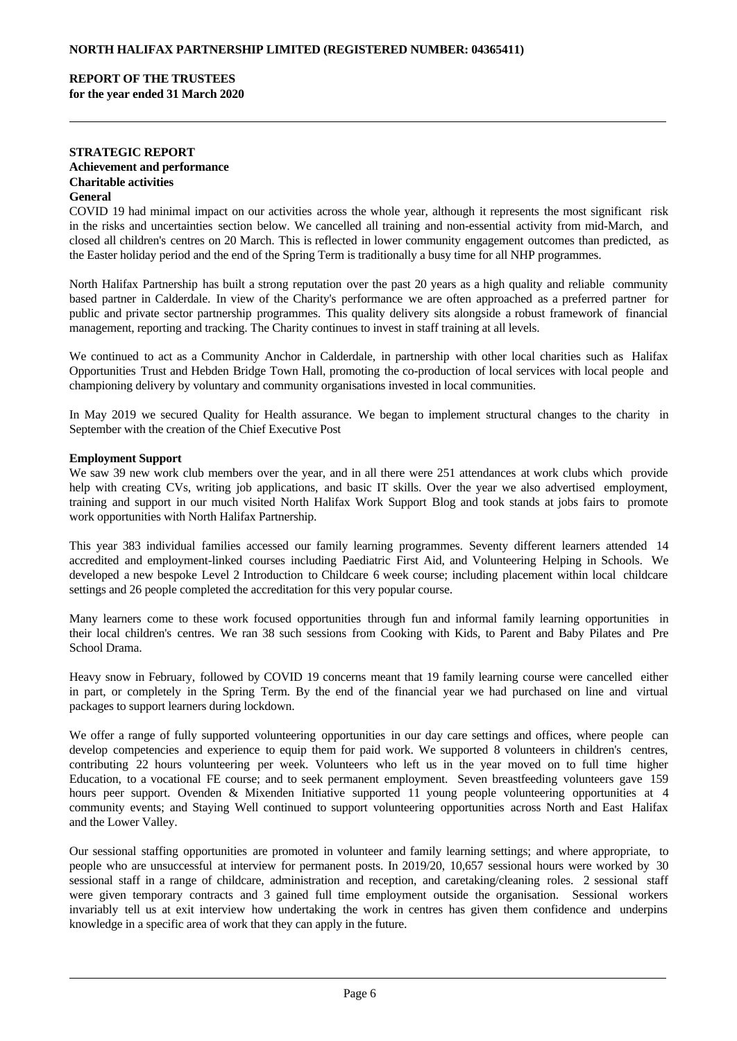**NORTH HALIFAX PARTNERSHIP LIMITED (REGISTERED NUMBER: 04365411)**

**REPORT OF THE TRUSTEES**
**for the year ended 31 March 2020**

## STRATEGIC REPORT

### Achievement and performance

#### Charitable activities

**General**

COVID 19 had minimal impact on our activities across the whole year, although it represents the most significant risk in the risks and uncertainties section below. We cancelled all training and non-essential activity from mid-March, and closed all children's centres on 20 March. This is reflected in lower community engagement outcomes than predicted, as the Easter holiday period and the end of the Spring Term is traditionally a busy time for all NHP programmes.

North Halifax Partnership has built a strong reputation over the past 20 years as a high quality and reliable community based partner in Calderdale. In view of the Charity's performance we are often approached as a preferred partner for public and private sector partnership programmes. This quality delivery sits alongside a robust framework of financial management, reporting and tracking. The Charity continues to invest in staff training at all levels.

We continued to act as a Community Anchor in Calderdale, in partnership with other local charities such as Halifax Opportunities Trust and Hebden Bridge Town Hall, promoting the co-production of local services with local people and championing delivery by voluntary and community organisations invested in local communities.

In May 2019 we secured Quality for Health assurance. We began to implement structural changes to the charity in September with the creation of the Chief Executive Post

**Employment Support**

We saw 39 new work club members over the year, and in all there were 251 attendances at work clubs which provide help with creating CVs, writing job applications, and basic IT skills. Over the year we also advertised employment, training and support in our much visited North Halifax Work Support Blog and took stands at jobs fairs to promote work opportunities with North Halifax Partnership.

This year 383 individual families accessed our family learning programmes. Seventy different learners attended 14 accredited and employment-linked courses including Paediatric First Aid, and Volunteering Helping in Schools. We developed a new bespoke Level 2 Introduction to Childcare 6 week course; including placement within local childcare settings and 26 people completed the accreditation for this very popular course.

Many learners come to these work focused opportunities through fun and informal family learning opportunities in their local children's centres. We ran 38 such sessions from Cooking with Kids, to Parent and Baby Pilates and Pre School Drama.

Heavy snow in February, followed by COVID 19 concerns meant that 19 family learning course were cancelled either in part, or completely in the Spring Term. By the end of the financial year we had purchased on line and virtual packages to support learners during lockdown.

We offer a range of fully supported volunteering opportunities in our day care settings and offices, where people can develop competencies and experience to equip them for paid work. We supported 8 volunteers in children's centres, contributing 22 hours volunteering per week. Volunteers who left us in the year moved on to full time higher Education, to a vocational FE course; and to seek permanent employment. Seven breastfeeding volunteers gave 159 hours peer support. Ovenden & Mixenden Initiative supported 11 young people volunteering opportunities at 4 community events; and Staying Well continued to support volunteering opportunities across North and East Halifax and the Lower Valley.

Our sessional staffing opportunities are promoted in volunteer and family learning settings; and where appropriate, to people who are unsuccessful at interview for permanent posts. In 2019/20, 10,657 sessional hours were worked by 30 sessional staff in a range of childcare, administration and reception, and caretaking/cleaning roles. 2 sessional staff were given temporary contracts and 3 gained full time employment outside the organisation. Sessional workers invariably tell us at exit interview how undertaking the work in centres has given them confidence and underpins knowledge in a specific area of work that they can apply in the future.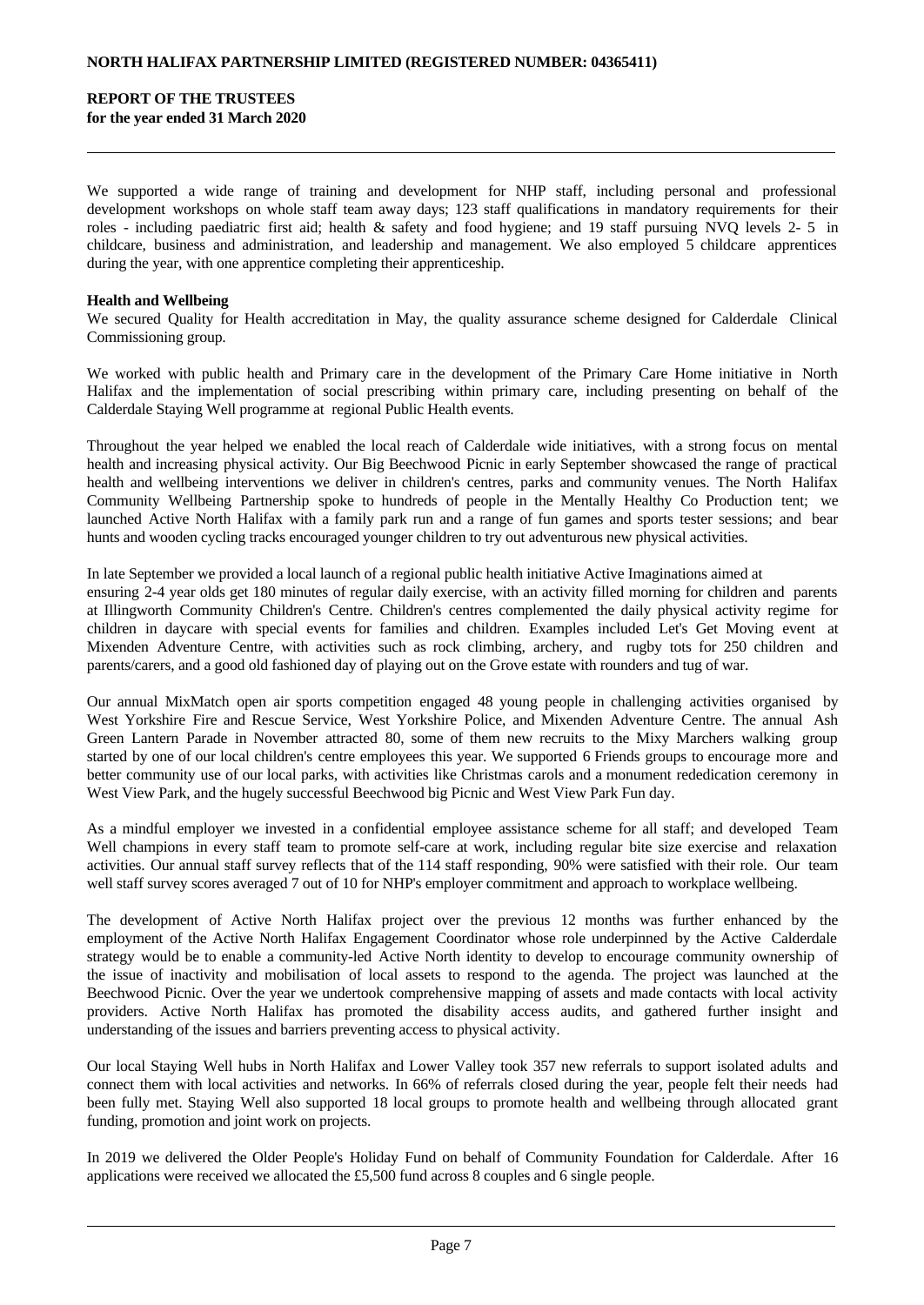We supported a wide range of training and development for NHP staff, including personal and professional development workshops on whole staff team away days; 123 staff qualifications in mandatory requirements for their roles - including paediatric first aid; health & safety and food hygiene; and 19 staff pursuing NVQ levels 2- 5 in childcare, business and administration, and leadership and management. We also employed 5 childcare apprentices during the year, with one apprentice completing their apprenticeship.

**Health and Wellbeing**

We secured Quality for Health accreditation in May, the quality assurance scheme designed for Calderdale Clinical Commissioning group.

We worked with public health and Primary care in the development of the Primary Care Home initiative in North Halifax and the implementation of social prescribing within primary care, including presenting on behalf of the Calderdale Staying Well programme at regional Public Health events.

Throughout the year helped we enabled the local reach of Calderdale wide initiatives, with a strong focus on mental health and increasing physical activity. Our Big Beechwood Picnic in early September showcased the range of practical health and wellbeing interventions we deliver in children's centres, parks and community venues. The North Halifax Community Wellbeing Partnership spoke to hundreds of people in the Mentally Healthy Co Production tent; we launched Active North Halifax with a family park run and a range of fun games and sports tester sessions; and bear hunts and wooden cycling tracks encouraged younger children to try out adventurous new physical activities.

In late September we provided a local launch of a regional public health initiative Active Imaginations aimed at ensuring 2-4 year olds get 180 minutes of regular daily exercise, with an activity filled morning for children and parents at Illingworth Community Children's Centre. Children's centres complemented the daily physical activity regime for children in daycare with special events for families and children. Examples included Let's Get Moving event at Mixenden Adventure Centre, with activities such as rock climbing, archery, and rugby tots for 250 children and parents/carers, and a good old fashioned day of playing out on the Grove estate with rounders and tug of war.

Our annual MixMatch open air sports competition engaged 48 young people in challenging activities organised by West Yorkshire Fire and Rescue Service, West Yorkshire Police, and Mixenden Adventure Centre. The annual Ash Green Lantern Parade in November attracted 80, some of them new recruits to the Mixy Marchers walking group started by one of our local children's centre employees this year. We supported 6 Friends groups to encourage more and better community use of our local parks, with activities like Christmas carols and a monument rededication ceremony in West View Park, and the hugely successful Beechwood big Picnic and West View Park Fun day.

As a mindful employer we invested in a confidential employee assistance scheme for all staff; and developed Team Well champions in every staff team to promote self-care at work, including regular bite size exercise and relaxation activities. Our annual staff survey reflects that of the 114 staff responding, 90% were satisfied with their role. Our team well staff survey scores averaged 7 out of 10 for NHP's employer commitment and approach to workplace wellbeing.

The development of Active North Halifax project over the previous 12 months was further enhanced by the employment of the Active North Halifax Engagement Coordinator whose role underpinned by the Active Calderdale strategy would be to enable a community-led Active North identity to develop to encourage community ownership of the issue of inactivity and mobilisation of local assets to respond to the agenda. The project was launched at the Beechwood Picnic. Over the year we undertook comprehensive mapping of assets and made contacts with local activity providers. Active North Halifax has promoted the disability access audits, and gathered further insight and understanding of the issues and barriers preventing access to physical activity.

Our local Staying Well hubs in North Halifax and Lower Valley took 357 new referrals to support isolated adults and connect them with local activities and networks. In 66% of referrals closed during the year, people felt their needs had been fully met. Staying Well also supported 18 local groups to promote health and wellbeing through allocated grant funding, promotion and joint work on projects.

In 2019 we delivered the Older People's Holiday Fund on behalf of Community Foundation for Calderdale. After 16 applications were received we allocated the £5,500 fund across 8 couples and 6 single people.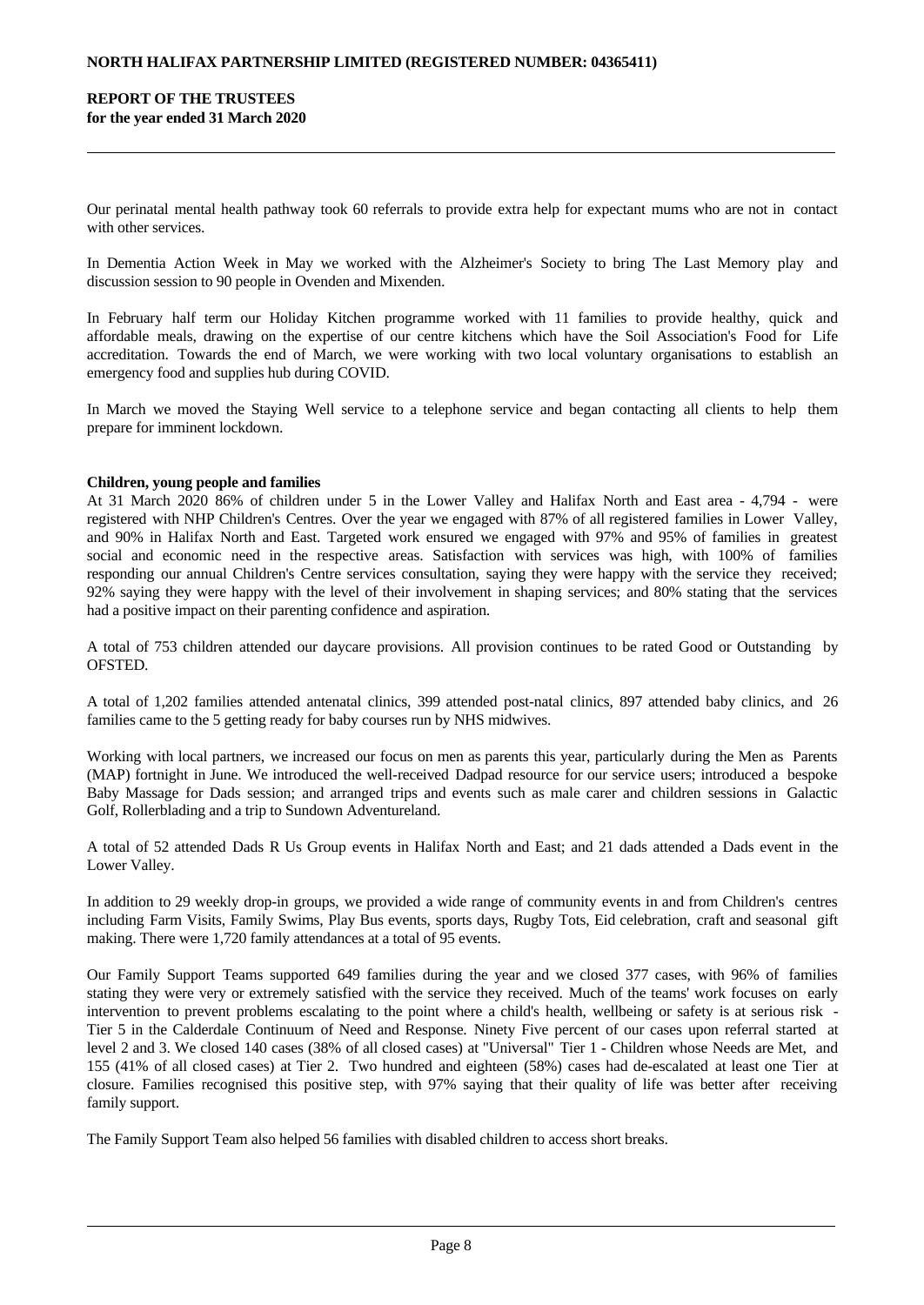Our perinatal mental health pathway took 60 referrals to provide extra help for expectant mums who are not in contact with other services.

In Dementia Action Week in May we worked with the Alzheimer's Society to bring The Last Memory play and discussion session to 90 people in Ovenden and Mixenden.

In February half term our Holiday Kitchen programme worked with 11 families to provide healthy, quick and affordable meals, drawing on the expertise of our centre kitchens which have the Soil Association's Food for Life accreditation. Towards the end of March, we were working with two local voluntary organisations to establish an emergency food and supplies hub during COVID.

In March we moved the Staying Well service to a telephone service and began contacting all clients to help them prepare for imminent lockdown.

**Children, young people and families**

At 31 March 2020 86% of children under 5 in the Lower Valley and Halifax North and East area - 4,794 - were registered with NHP Children's Centres. Over the year we engaged with 87% of all registered families in Lower Valley, and 90% in Halifax North and East. Targeted work ensured we engaged with 97% and 95% of families in greatest social and economic need in the respective areas. Satisfaction with services was high, with 100% of families responding our annual Children's Centre services consultation, saying they were happy with the service they received; 92% saying they were happy with the level of their involvement in shaping services; and 80% stating that the services had a positive impact on their parenting confidence and aspiration.

A total of 753 children attended our daycare provisions. All provision continues to be rated Good or Outstanding by OFSTED.

A total of 1,202 families attended antenatal clinics, 399 attended post-natal clinics, 897 attended baby clinics, and 26 families came to the 5 getting ready for baby courses run by NHS midwives.

Working with local partners, we increased our focus on men as parents this year, particularly during the Men as Parents (MAP) fortnight in June. We introduced the well-received Dadpad resource for our service users; introduced a bespoke Baby Massage for Dads session; and arranged trips and events such as male carer and children sessions in Galactic Golf, Rollerblading and a trip to Sundown Adventureland.

A total of 52 attended Dads R Us Group events in Halifax North and East; and 21 dads attended a Dads event in the Lower Valley.

In addition to 29 weekly drop-in groups, we provided a wide range of community events in and from Children's centres including Farm Visits, Family Swims, Play Bus events, sports days, Rugby Tots, Eid celebration, craft and seasonal gift making. There were 1,720 family attendances at a total of 95 events.

Our Family Support Teams supported 649 families during the year and we closed 377 cases, with 96% of families stating they were very or extremely satisfied with the service they received. Much of the teams' work focuses on early intervention to prevent problems escalating to the point where a child's health, wellbeing or safety is at serious risk - Tier 5 in the Calderdale Continuum of Need and Response. Ninety Five percent of our cases upon referral started at level 2 and 3. We closed 140 cases (38% of all closed cases) at "Universal" Tier 1 - Children whose Needs are Met, and 155 (41% of all closed cases) at Tier 2. Two hundred and eighteen (58%) cases had de-escalated at least one Tier at closure. Families recognised this positive step, with 97% saying that their quality of life was better after receiving family support.

The Family Support Team also helped 56 families with disabled children to access short breaks.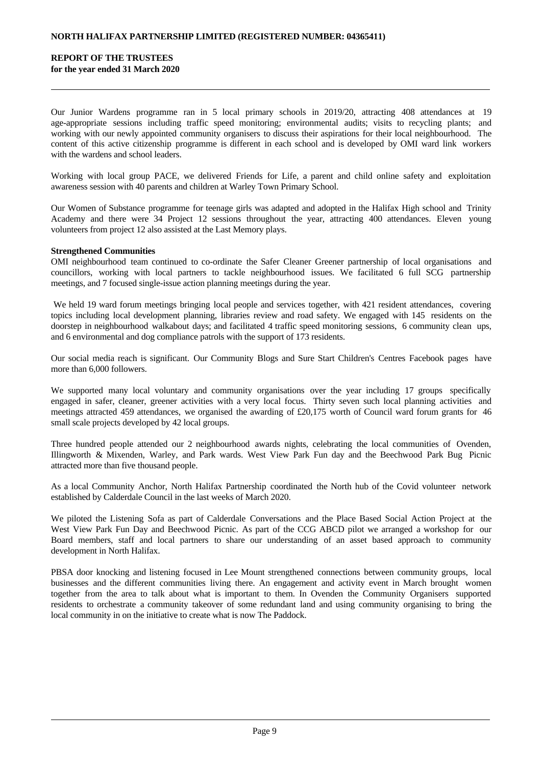Our Junior Wardens programme ran in 5 local primary schools in 2019/20, attracting 408 attendances at 19 age-appropriate sessions including traffic speed monitoring; environmental audits; visits to recycling plants; and working with our newly appointed community organisers to discuss their aspirations for their local neighbourhood. The content of this active citizenship programme is different in each school and is developed by OMI ward link workers with the wardens and school leaders.

Working with local group PACE, we delivered Friends for Life, a parent and child online safety and exploitation awareness session with 40 parents and children at Warley Town Primary School.

Our Women of Substance programme for teenage girls was adapted and adopted in the Halifax High school and Trinity Academy and there were 34 Project 12 sessions throughout the year, attracting 400 attendances. Eleven young volunteers from project 12 also assisted at the Last Memory plays.

**Strengthened Communities**

OMI neighbourhood team continued to co-ordinate the Safer Cleaner Greener partnership of local organisations and councillors, working with local partners to tackle neighbourhood issues. We facilitated 6 full SCG partnership meetings, and 7 focused single-issue action planning meetings during the year.

We held 19 ward forum meetings bringing local people and services together, with 421 resident attendances, covering topics including local development planning, libraries review and road safety. We engaged with 145 residents on the doorstep in neighbourhood walkabout days; and facilitated 4 traffic speed monitoring sessions, 6 community clean ups, and 6 environmental and dog compliance patrols with the support of 173 residents.

Our social media reach is significant. Our Community Blogs and Sure Start Children's Centres Facebook pages have more than 6,000 followers.

We supported many local voluntary and community organisations over the year including 17 groups specifically engaged in safer, cleaner, greener activities with a very local focus. Thirty seven such local planning activities and meetings attracted 459 attendances, we organised the awarding of £20,175 worth of Council ward forum grants for 46 small scale projects developed by 42 local groups.

Three hundred people attended our 2 neighbourhood awards nights, celebrating the local communities of Ovenden, Illingworth & Mixenden, Warley, and Park wards. West View Park Fun day and the Beechwood Park Bug Picnic attracted more than five thousand people.

As a local Community Anchor, North Halifax Partnership coordinated the North hub of the Covid volunteer network established by Calderdale Council in the last weeks of March 2020.

We piloted the Listening Sofa as part of Calderdale Conversations and the Place Based Social Action Project at the West View Park Fun Day and Beechwood Picnic. As part of the CCG ABCD pilot we arranged a workshop for our Board members, staff and local partners to share our understanding of an asset based approach to community development in North Halifax.

PBSA door knocking and listening focused in Lee Mount strengthened connections between community groups, local businesses and the different communities living there. An engagement and activity event in March brought women together from the area to talk about what is important to them. In Ovenden the Community Organisers supported residents to orchestrate a community takeover of some redundant land and using community organising to bring the local community in on the initiative to create what is now The Paddock.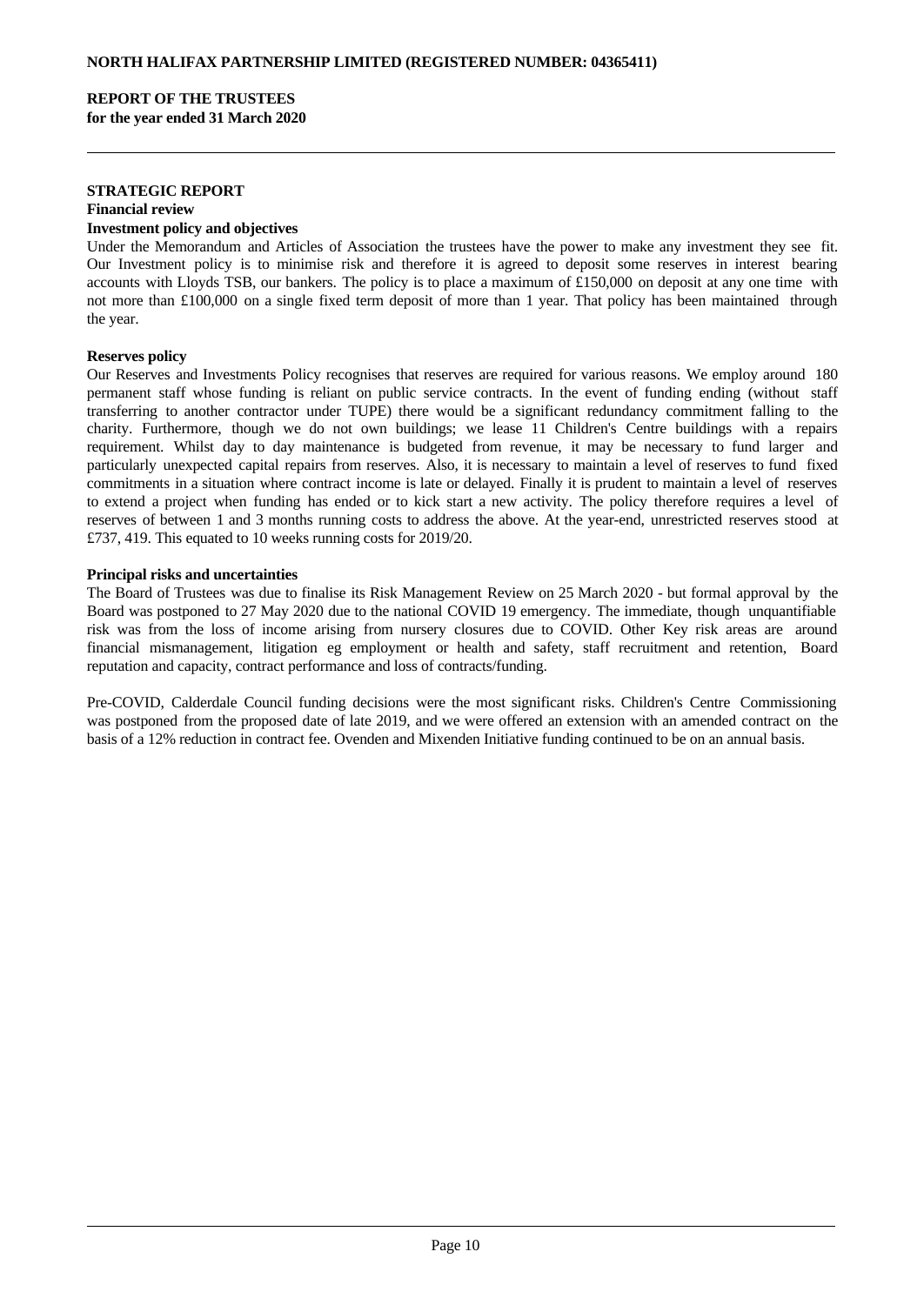## STRATEGIC REPORT

### Financial review

#### Investment policy and objectives

Under the Memorandum and Articles of Association the trustees have the power to make any investment they see fit. Our Investment policy is to minimise risk and therefore it is agreed to deposit some reserves in interest bearing accounts with Lloyds TSB, our bankers. The policy is to place a maximum of £150,000 on deposit at any one time with not more than £100,000 on a single fixed term deposit of more than 1 year. That policy has been maintained through the year.

#### Reserves policy

Our Reserves and Investments Policy recognises that reserves are required for various reasons. We employ around 180 permanent staff whose funding is reliant on public service contracts. In the event of funding ending (without staff transferring to another contractor under TUPE) there would be a significant redundancy commitment falling to the charity. Furthermore, though we do not own buildings; we lease 11 Children's Centre buildings with a repairs requirement. Whilst day to day maintenance is budgeted from revenue, it may be necessary to fund larger and particularly unexpected capital repairs from reserves. Also, it is necessary to maintain a level of reserves to fund fixed commitments in a situation where contract income is late or delayed. Finally it is prudent to maintain a level of reserves to extend a project when funding has ended or to kick start a new activity. The policy therefore requires a level of reserves of between 1 and 3 months running costs to address the above. At the year-end, unrestricted reserves stood at £737, 419. This equated to 10 weeks running costs for 2019/20.

#### Principal risks and uncertainties

The Board of Trustees was due to finalise its Risk Management Review on 25 March 2020 - but formal approval by the Board was postponed to 27 May 2020 due to the national COVID 19 emergency. The immediate, though unquantifiable risk was from the loss of income arising from nursery closures due to COVID. Other Key risk areas are around financial mismanagement, litigation eg employment or health and safety, staff recruitment and retention, Board reputation and capacity, contract performance and loss of contracts/funding.

Pre-COVID, Calderdale Council funding decisions were the most significant risks. Children's Centre Commissioning was postponed from the proposed date of late 2019, and we were offered an extension with an amended contract on the basis of a 12% reduction in contract fee. Ovenden and Mixenden Initiative funding continued to be on an annual basis.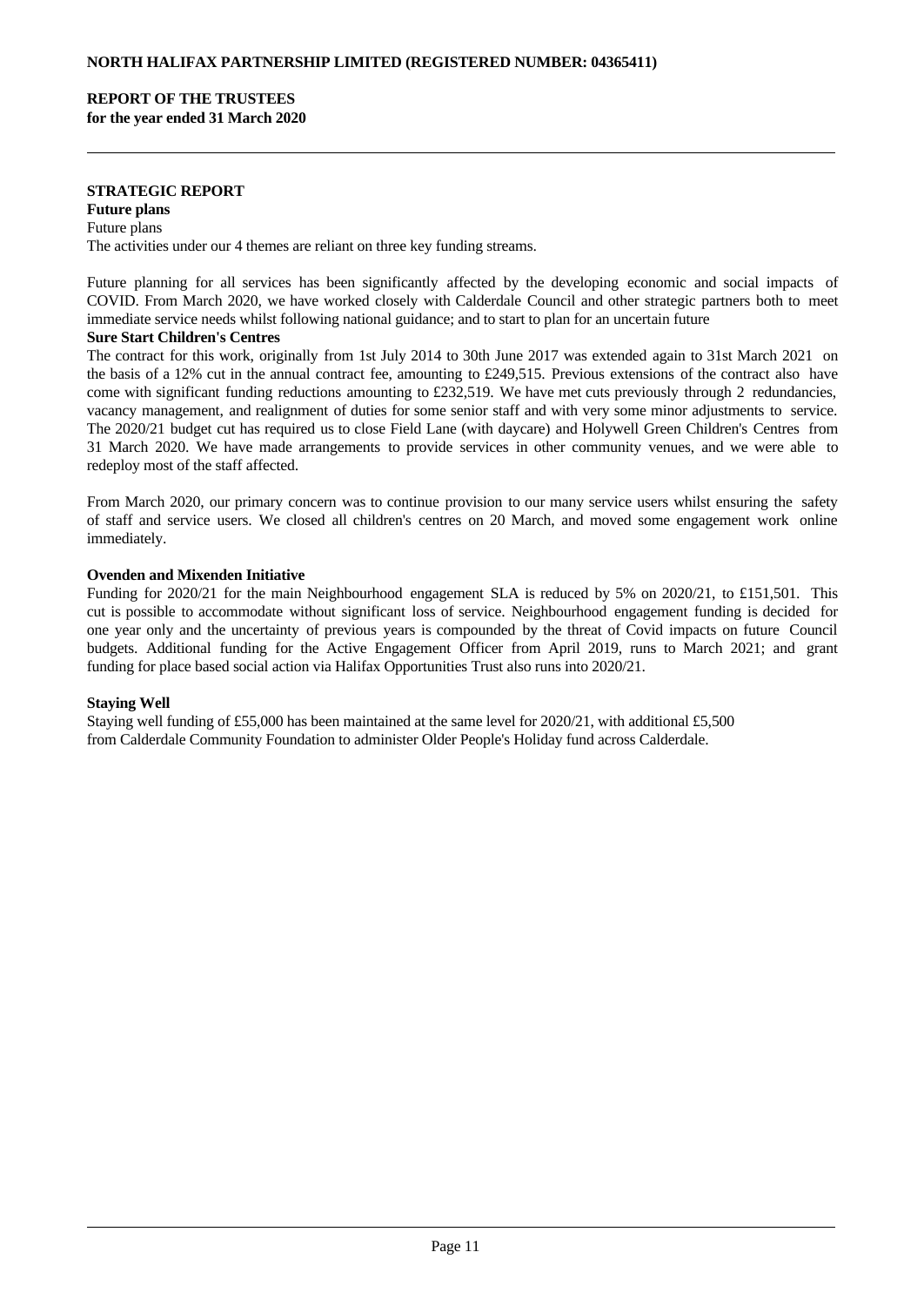## STRATEGIC REPORT

### Future plans

Future plans

The activities under our 4 themes are reliant on three key funding streams.

Future planning for all services has been significantly affected by the developing economic and social impacts of COVID. From March 2020, we have worked closely with Calderdale Council and other strategic partners both to meet immediate service needs whilst following national guidance; and to start to plan for an uncertain future

**Sure Start Children's Centres**

The contract for this work, originally from 1st July 2014 to 30th June 2017 was extended again to 31st March 2021 on the basis of a 12% cut in the annual contract fee, amounting to £249,515. Previous extensions of the contract also have come with significant funding reductions amounting to £232,519. We have met cuts previously through 2 redundancies, vacancy management, and realignment of duties for some senior staff and with very some minor adjustments to service. The 2020/21 budget cut has required us to close Field Lane (with daycare) and Holywell Green Children's Centres from 31 March 2020. We have made arrangements to provide services in other community venues, and we were able to redeploy most of the staff affected.

From March 2020, our primary concern was to continue provision to our many service users whilst ensuring the safety of staff and service users. We closed all children's centres on 20 March, and moved some engagement work online immediately.

**Ovenden and Mixenden Initiative**

Funding for 2020/21 for the main Neighbourhood engagement SLA is reduced by 5% on 2020/21, to £151,501. This cut is possible to accommodate without significant loss of service. Neighbourhood engagement funding is decided for one year only and the uncertainty of previous years is compounded by the threat of Covid impacts on future Council budgets. Additional funding for the Active Engagement Officer from April 2019, runs to March 2021; and grant funding for place based social action via Halifax Opportunities Trust also runs into 2020/21.

**Staying Well**

Staying well funding of £55,000 has been maintained at the same level for 2020/21, with additional £5,500 from Calderdale Community Foundation to administer Older People's Holiday fund across Calderdale.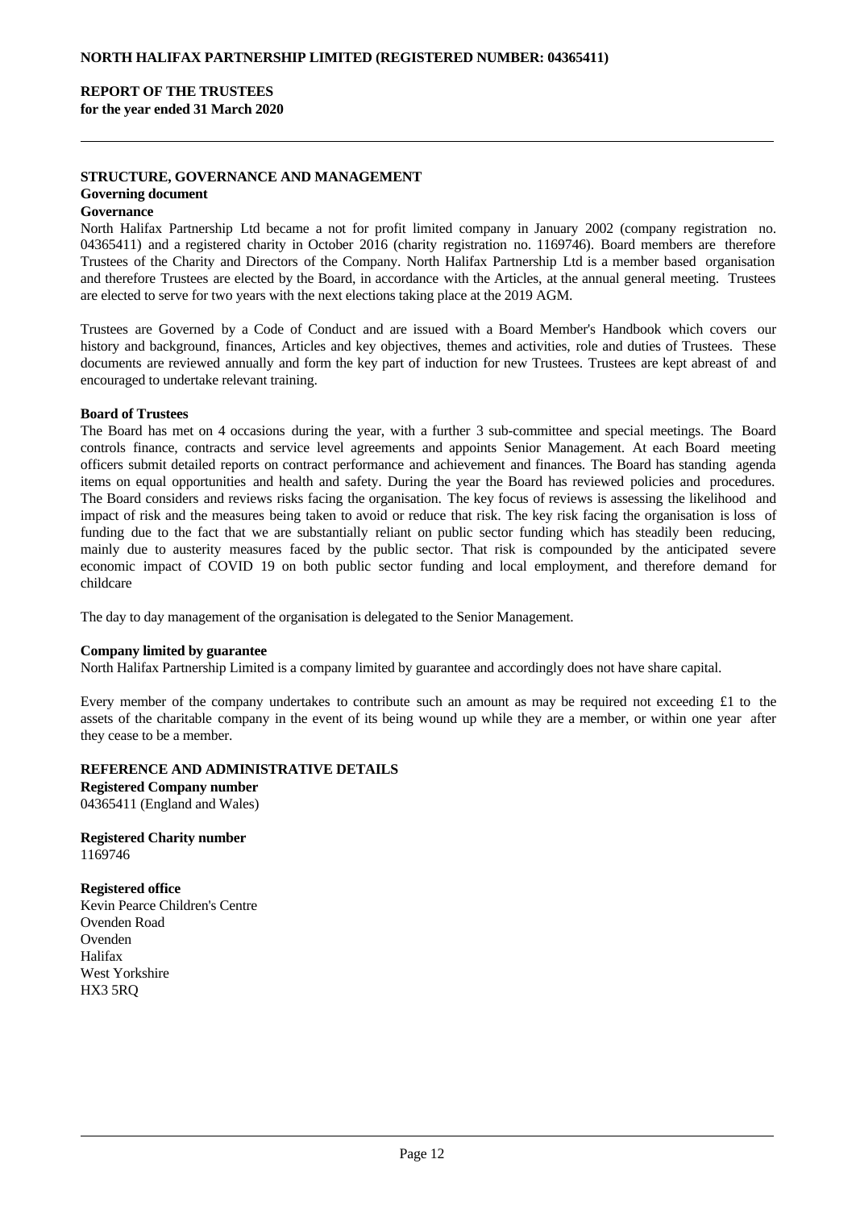## STRUCTURE, GOVERNANCE AND MANAGEMENT

### Governing document

### Governance

North Halifax Partnership Ltd became a not for profit limited company in January 2002 (company registration no. 04365411) and a registered charity in October 2016 (charity registration no. 1169746). Board members are therefore Trustees of the Charity and Directors of the Company. North Halifax Partnership Ltd is a member based organisation and therefore Trustees are elected by the Board, in accordance with the Articles, at the annual general meeting. Trustees are elected to serve for two years with the next elections taking place at the 2019 AGM.

Trustees are Governed by a Code of Conduct and are issued with a Board Member's Handbook which covers our history and background, finances, Articles and key objectives, themes and activities, role and duties of Trustees. These documents are reviewed annually and form the key part of induction for new Trustees. Trustees are kept abreast of and encouraged to undertake relevant training.

### Board of Trustees

The Board has met on 4 occasions during the year, with a further 3 sub-committee and special meetings. The Board controls finance, contracts and service level agreements and appoints Senior Management. At each Board meeting officers submit detailed reports on contract performance and achievement and finances. The Board has standing agenda items on equal opportunities and health and safety. During the year the Board has reviewed policies and procedures. The Board considers and reviews risks facing the organisation. The key focus of reviews is assessing the likelihood and impact of risk and the measures being taken to avoid or reduce that risk. The key risk facing the organisation is loss of funding due to the fact that we are substantially reliant on public sector funding which has steadily been reducing, mainly due to austerity measures faced by the public sector. That risk is compounded by the anticipated severe economic impact of COVID 19 on both public sector funding and local employment, and therefore demand for childcare

The day to day management of the organisation is delegated to the Senior Management.

### Company limited by guarantee

North Halifax Partnership Limited is a company limited by guarantee and accordingly does not have share capital.

Every member of the company undertakes to contribute such an amount as may be required not exceeding £1 to the assets of the charitable company in the event of its being wound up while they are a member, or within one year after they cease to be a member.

## REFERENCE AND ADMINISTRATIVE DETAILS

**Registered Company number**
04365411 (England and Wales)

**Registered Charity number**
1169746

**Registered office**
Kevin Pearce Children's Centre
Ovenden Road
Ovenden
Halifax
West Yorkshire
HX3 5RQ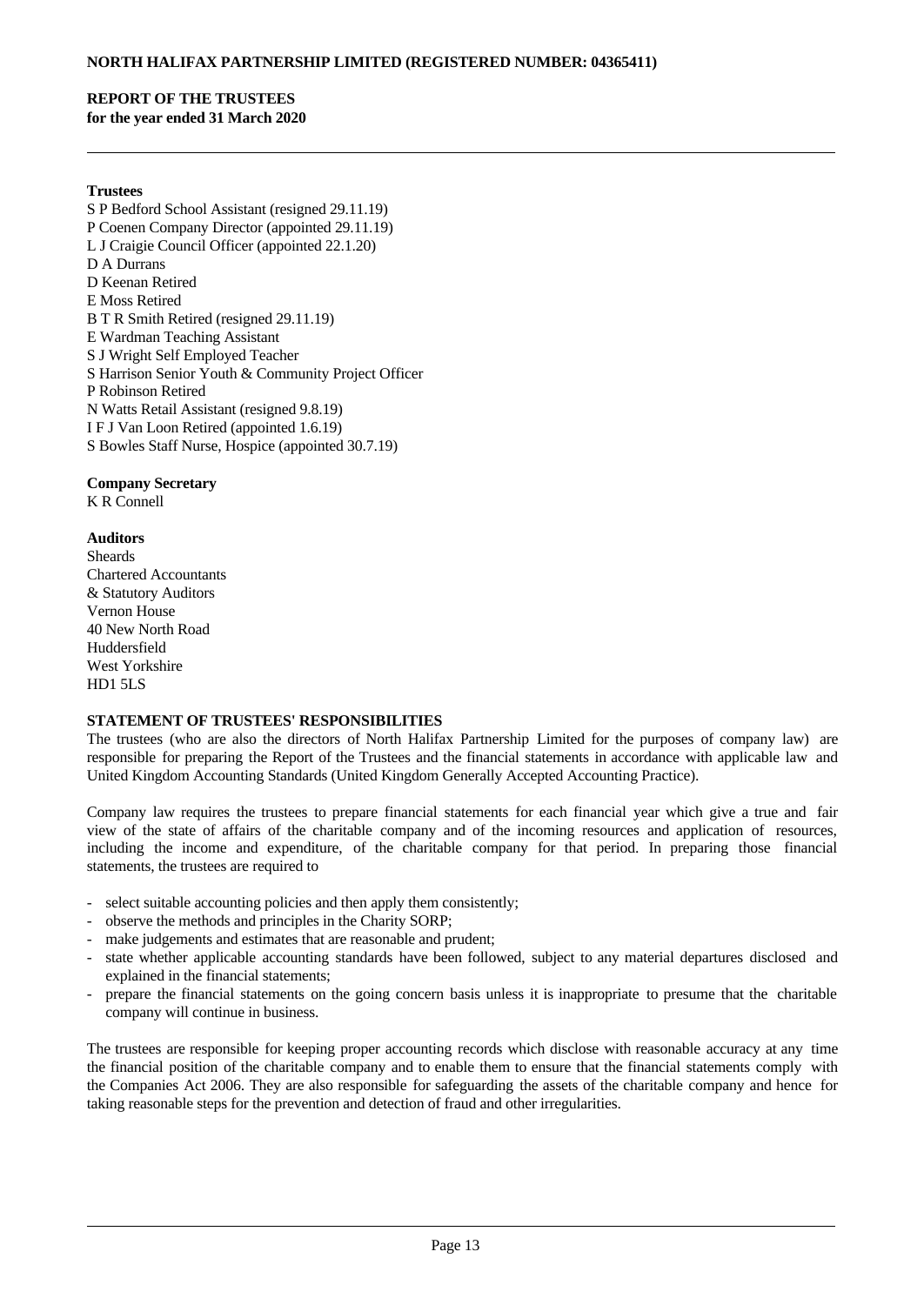**Trustees**

S P Bedford School Assistant (resigned 29.11.19)
P Coenen Company Director (appointed 29.11.19)
L J Craigie Council Officer (appointed 22.1.20)
D A Durrans
D Keenan Retired
E Moss Retired
B T R Smith Retired (resigned 29.11.19)
E Wardman Teaching Assistant
S J Wright Self Employed Teacher
S Harrison Senior Youth & Community Project Officer
P Robinson Retired
N Watts Retail Assistant (resigned 9.8.19)
I F J Van Loon Retired (appointed 1.6.19)
S Bowles Staff Nurse, Hospice (appointed 30.7.19)

**Company Secretary**

K R Connell

**Auditors**

Sheards
Chartered Accountants
& Statutory Auditors
Vernon House
40 New North Road
Huddersfield
West Yorkshire
HD1 5LS

**STATEMENT OF TRUSTEES' RESPONSIBILITIES**

The trustees (who are also the directors of North Halifax Partnership Limited for the purposes of company law) are responsible for preparing the Report of the Trustees and the financial statements in accordance with applicable law and United Kingdom Accounting Standards (United Kingdom Generally Accepted Accounting Practice).

Company law requires the trustees to prepare financial statements for each financial year which give a true and fair view of the state of affairs of the charitable company and of the incoming resources and application of resources, including the income and expenditure, of the charitable company for that period. In preparing those financial statements, the trustees are required to

- select suitable accounting policies and then apply them consistently;
- observe the methods and principles in the Charity SORP;
- make judgements and estimates that are reasonable and prudent;
- state whether applicable accounting standards have been followed, subject to any material departures disclosed and explained in the financial statements;
- prepare the financial statements on the going concern basis unless it is inappropriate to presume that the charitable company will continue in business.

The trustees are responsible for keeping proper accounting records which disclose with reasonable accuracy at any time the financial position of the charitable company and to enable them to ensure that the financial statements comply with the Companies Act 2006. They are also responsible for safeguarding the assets of the charitable company and hence for taking reasonable steps for the prevention and detection of fraud and other irregularities.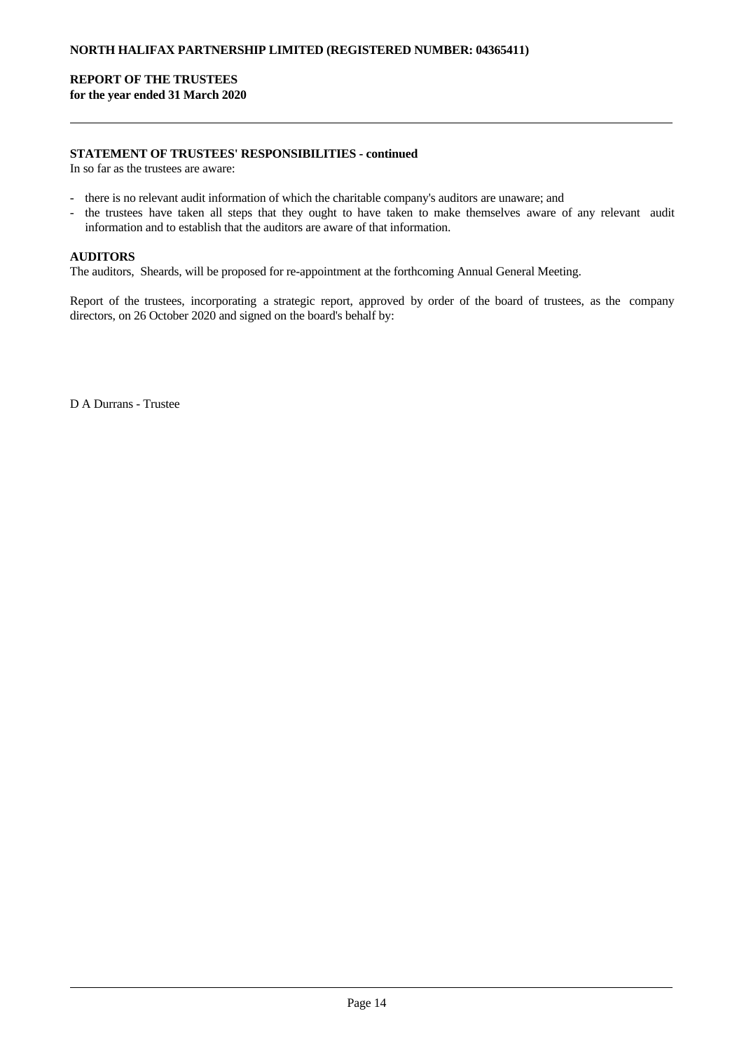**STATEMENT OF TRUSTEES' RESPONSIBILITIES - continued**

In so far as the trustees are aware:

- there is no relevant audit information of which the charitable company's auditors are unaware; and
- the trustees have taken all steps that they ought to have taken to make themselves aware of any relevant audit information and to establish that the auditors are aware of that information.

**AUDITORS**

The auditors, Sheards, will be proposed for re-appointment at the forthcoming Annual General Meeting.

Report of the trustees, incorporating a strategic report, approved by order of the board of trustees, as the company directors, on 26 October 2020 and signed on the board's behalf by:

D A Durrans - Trustee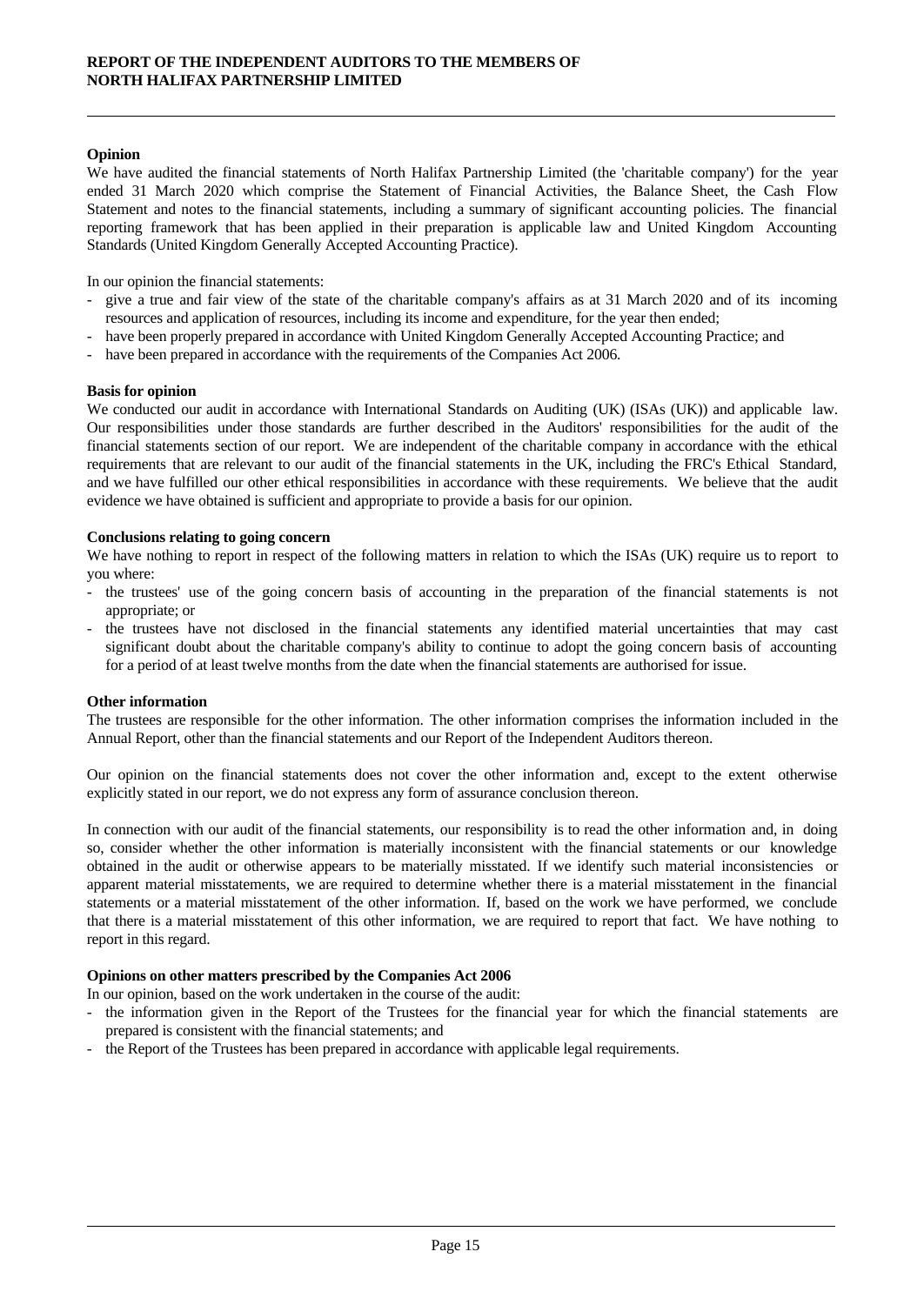**REPORT OF THE INDEPENDENT AUDITORS TO THE MEMBERS OF NORTH HALIFAX PARTNERSHIP LIMITED**

**Opinion**

We have audited the financial statements of North Halifax Partnership Limited (the 'charitable company') for the year ended 31 March 2020 which comprise the Statement of Financial Activities, the Balance Sheet, the Cash Flow Statement and notes to the financial statements, including a summary of significant accounting policies. The financial reporting framework that has been applied in their preparation is applicable law and United Kingdom Accounting Standards (United Kingdom Generally Accepted Accounting Practice).

In our opinion the financial statements:

- give a true and fair view of the state of the charitable company's affairs as at 31 March 2020 and of its incoming resources and application of resources, including its income and expenditure, for the year then ended;
- have been properly prepared in accordance with United Kingdom Generally Accepted Accounting Practice; and
- have been prepared in accordance with the requirements of the Companies Act 2006.

**Basis for opinion**

We conducted our audit in accordance with International Standards on Auditing (UK) (ISAs (UK)) and applicable law. Our responsibilities under those standards are further described in the Auditors' responsibilities for the audit of the financial statements section of our report. We are independent of the charitable company in accordance with the ethical requirements that are relevant to our audit of the financial statements in the UK, including the FRC's Ethical Standard, and we have fulfilled our other ethical responsibilities in accordance with these requirements. We believe that the audit evidence we have obtained is sufficient and appropriate to provide a basis for our opinion.

**Conclusions relating to going concern**

We have nothing to report in respect of the following matters in relation to which the ISAs (UK) require us to report to you where:

- the trustees' use of the going concern basis of accounting in the preparation of the financial statements is not appropriate; or
- the trustees have not disclosed in the financial statements any identified material uncertainties that may cast significant doubt about the charitable company's ability to continue to adopt the going concern basis of accounting for a period of at least twelve months from the date when the financial statements are authorised for issue.

**Other information**

The trustees are responsible for the other information. The other information comprises the information included in the Annual Report, other than the financial statements and our Report of the Independent Auditors thereon.

Our opinion on the financial statements does not cover the other information and, except to the extent otherwise explicitly stated in our report, we do not express any form of assurance conclusion thereon.

In connection with our audit of the financial statements, our responsibility is to read the other information and, in doing so, consider whether the other information is materially inconsistent with the financial statements or our knowledge obtained in the audit or otherwise appears to be materially misstated. If we identify such material inconsistencies or apparent material misstatements, we are required to determine whether there is a material misstatement in the financial statements or a material misstatement of the other information. If, based on the work we have performed, we conclude that there is a material misstatement of this other information, we are required to report that fact. We have nothing to report in this regard.

**Opinions on other matters prescribed by the Companies Act 2006**

In our opinion, based on the work undertaken in the course of the audit:

- the information given in the Report of the Trustees for the financial year for which the financial statements are prepared is consistent with the financial statements; and
- the Report of the Trustees has been prepared in accordance with applicable legal requirements.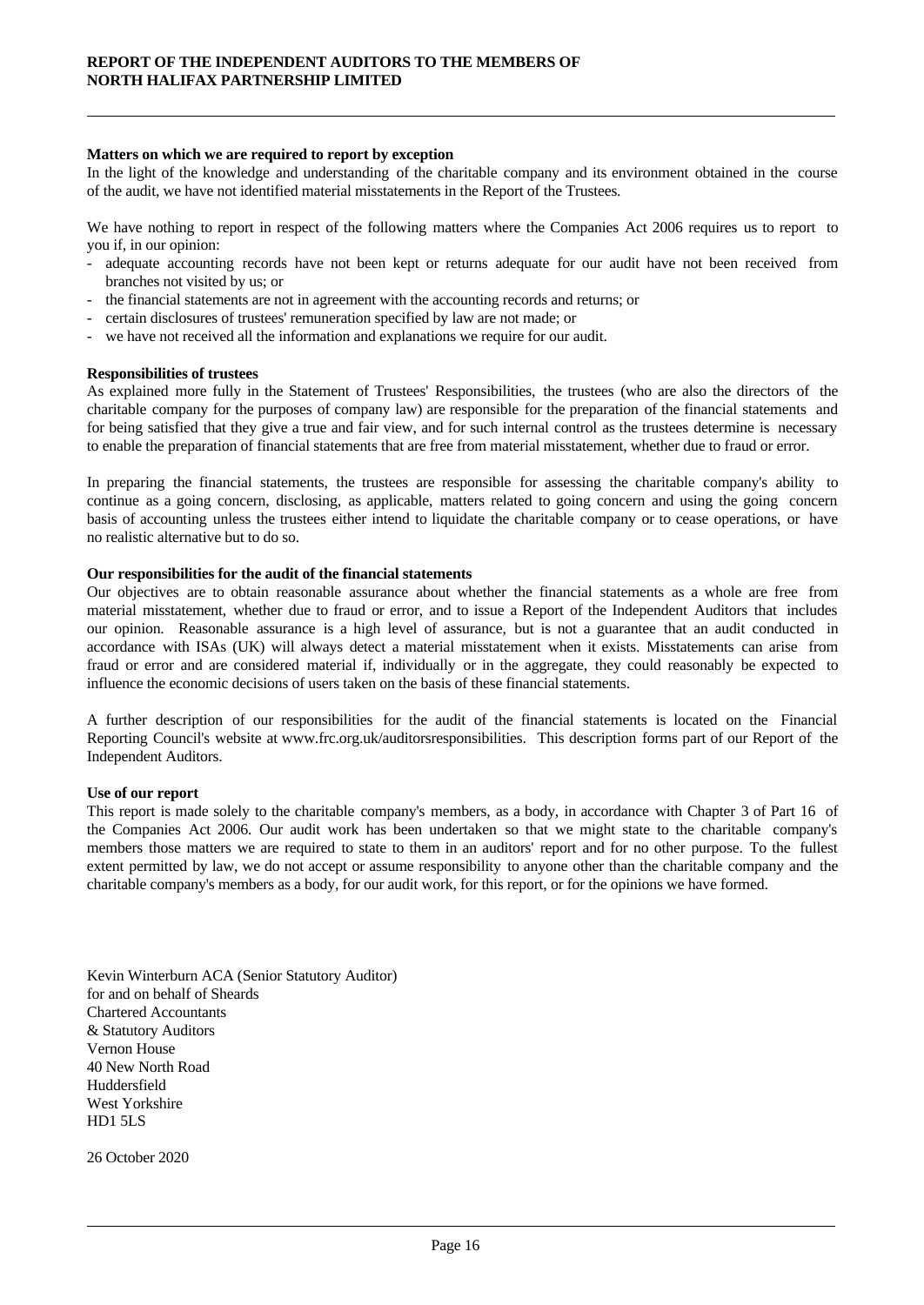**Matters on which we are required to report by exception**

In the light of the knowledge and understanding of the charitable company and its environment obtained in the course of the audit, we have not identified material misstatements in the Report of the Trustees.

We have nothing to report in respect of the following matters where the Companies Act 2006 requires us to report to you if, in our opinion:

- adequate accounting records have not been kept or returns adequate for our audit have not been received from branches not visited by us; or
- the financial statements are not in agreement with the accounting records and returns; or
- certain disclosures of trustees' remuneration specified by law are not made; or
- we have not received all the information and explanations we require for our audit.

**Responsibilities of trustees**

As explained more fully in the Statement of Trustees' Responsibilities, the trustees (who are also the directors of the charitable company for the purposes of company law) are responsible for the preparation of the financial statements and for being satisfied that they give a true and fair view, and for such internal control as the trustees determine is necessary to enable the preparation of financial statements that are free from material misstatement, whether due to fraud or error.

In preparing the financial statements, the trustees are responsible for assessing the charitable company's ability to continue as a going concern, disclosing, as applicable, matters related to going concern and using the going concern basis of accounting unless the trustees either intend to liquidate the charitable company or to cease operations, or have no realistic alternative but to do so.

**Our responsibilities for the audit of the financial statements**

Our objectives are to obtain reasonable assurance about whether the financial statements as a whole are free from material misstatement, whether due to fraud or error, and to issue a Report of the Independent Auditors that includes our opinion. Reasonable assurance is a high level of assurance, but is not a guarantee that an audit conducted in accordance with ISAs (UK) will always detect a material misstatement when it exists. Misstatements can arise from fraud or error and are considered material if, individually or in the aggregate, they could reasonably be expected to influence the economic decisions of users taken on the basis of these financial statements.

A further description of our responsibilities for the audit of the financial statements is located on the Financial Reporting Council's website at www.frc.org.uk/auditorsresponsibilities. This description forms part of our Report of the Independent Auditors.

**Use of our report**

This report is made solely to the charitable company's members, as a body, in accordance with Chapter 3 of Part 16 of the Companies Act 2006. Our audit work has been undertaken so that we might state to the charitable company's members those matters we are required to state to them in an auditors' report and for no other purpose. To the fullest extent permitted by law, we do not accept or assume responsibility to anyone other than the charitable company and the charitable company's members as a body, for our audit work, for this report, or for the opinions we have formed.

Kevin Winterburn ACA (Senior Statutory Auditor)
for and on behalf of Sheards
Chartered Accountants
& Statutory Auditors
Vernon House
40 New North Road
Huddersfield
West Yorkshire
HD1 5LS

26 October 2020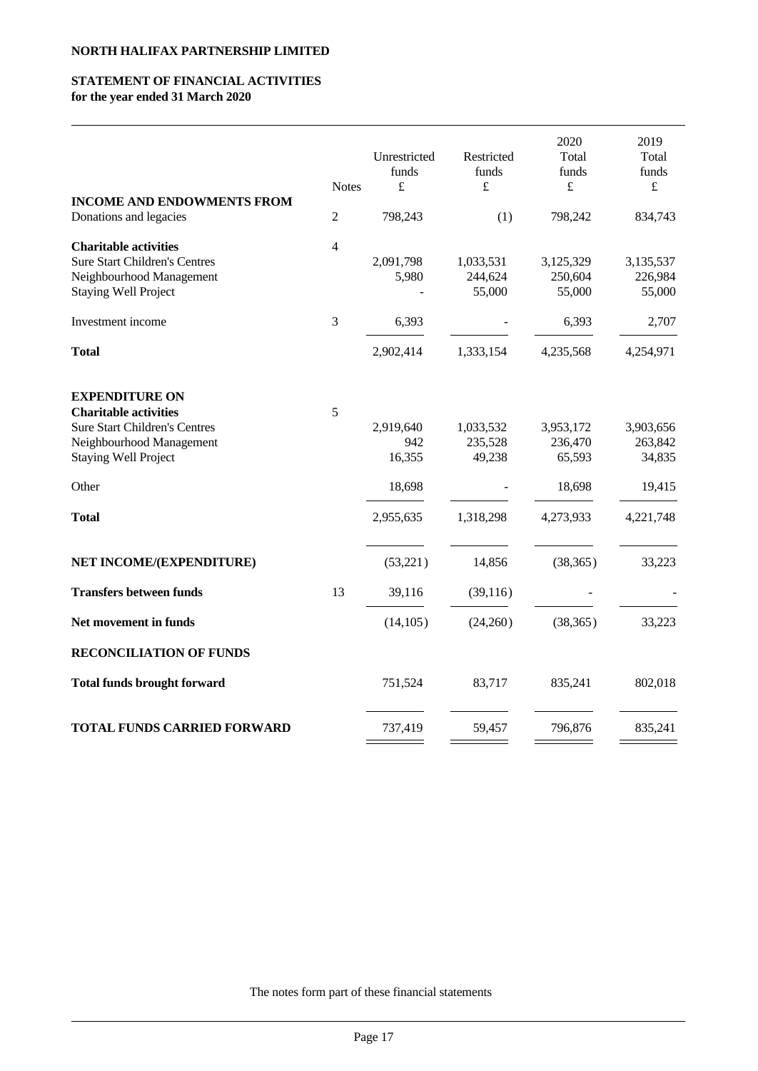NORTH HALIFAX PARTNERSHIP LIMITED

# STATEMENT OF FINANCIAL ACTIVITIES
**for the year ended 31 March 2020**

| | Notes | Unrestricted funds £ | Restricted funds £ | 2020 Total funds £ | 2019 Total funds £ |
|---|---|---|---|---|---|
| **INCOME AND ENDOWMENTS FROM** | | | | | |
| Donations and legacies | 2 | 798,243 | (1) | 798,242 | 834,743 |
| **Charitable activities** | 4 | | | | |
| Sure Start Children's Centres | | 2,091,798 | 1,033,531 | 3,125,329 | 3,135,537 |
| Neighbourhood Management | | 5,980 | 244,624 | 250,604 | 226,984 |
| Staying Well Project | | - | 55,000 | 55,000 | 55,000 |
| Investment income | 3 | 6,393 | - | 6,393 | 2,707 |
| **Total** | | 2,902,414 | 1,333,154 | 4,235,568 | 4,254,971 |
| **EXPENDITURE ON** | | | | | |
| **Charitable activities** | 5 | | | | |
| Sure Start Children's Centres | | 2,919,640 | 1,033,532 | 3,953,172 | 3,903,656 |
| Neighbourhood Management | | 942 | 235,528 | 236,470 | 263,842 |
| Staying Well Project | | 16,355 | 49,238 | 65,593 | 34,835 |
| Other | | 18,698 | - | 18,698 | 19,415 |
| **Total** | | 2,955,635 | 1,318,298 | 4,273,933 | 4,221,748 |
| **NET INCOME/(EXPENDITURE)** | | (53,221) | 14,856 | (38,365) | 33,223 |
| **Transfers between funds** | 13 | 39,116 | (39,116) | - | - |
| **Net movement in funds** | | (14,105) | (24,260) | (38,365) | 33,223 |
| **RECONCILIATION OF FUNDS** | | | | | |
| **Total funds brought forward** | | 751,524 | 83,717 | 835,241 | 802,018 |
| **TOTAL FUNDS CARRIED FORWARD** | | 737,419 | 59,457 | 796,876 | 835,241 |

The notes form part of these financial statements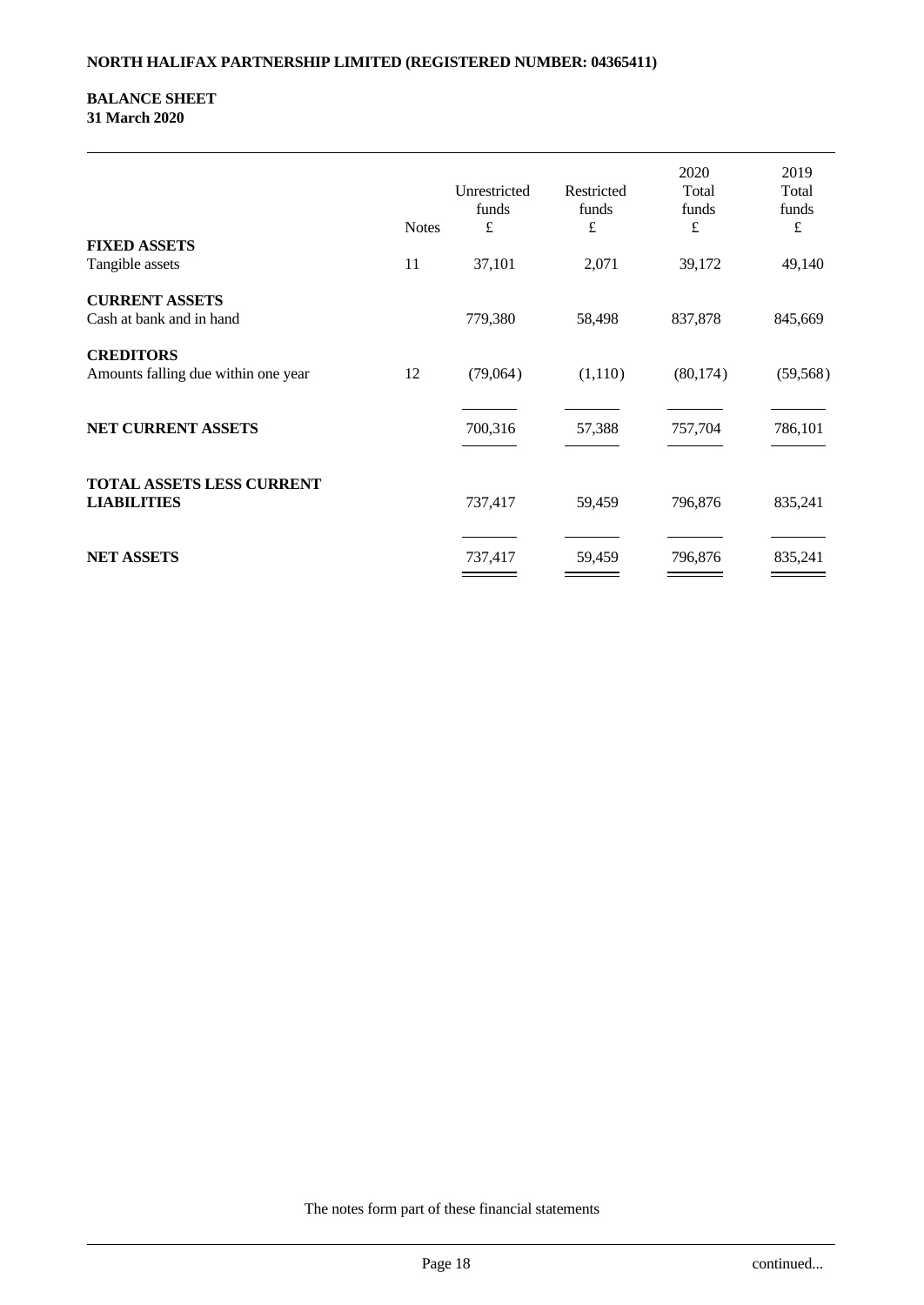**NORTH HALIFAX PARTNERSHIP LIMITED (REGISTERED NUMBER: 04365411)**

**BALANCE SHEET**
**31 March 2020**

| | Notes | Unrestricted funds £ | Restricted funds £ | 2020 Total funds £ | 2019 Total funds £ |
|---|---|---|---|---|---|
| **FIXED ASSETS** | | | | | |
| Tangible assets | 11 | 37,101 | 2,071 | 39,172 | 49,140 |
| **CURRENT ASSETS** | | | | | |
| Cash at bank and in hand | | 779,380 | 58,498 | 837,878 | 845,669 |
| **CREDITORS** | | | | | |
| Amounts falling due within one year | 12 | (79,064) | (1,110) | (80,174) | (59,568) |
| **NET CURRENT ASSETS** | | 700,316 | 57,388 | 757,704 | 786,101 |
| **TOTAL ASSETS LESS CURRENT LIABILITIES** | | 737,417 | 59,459 | 796,876 | 835,241 |
| **NET ASSETS** | | 737,417 | 59,459 | 796,876 | 835,241 |

The notes form part of these financial statements

continued...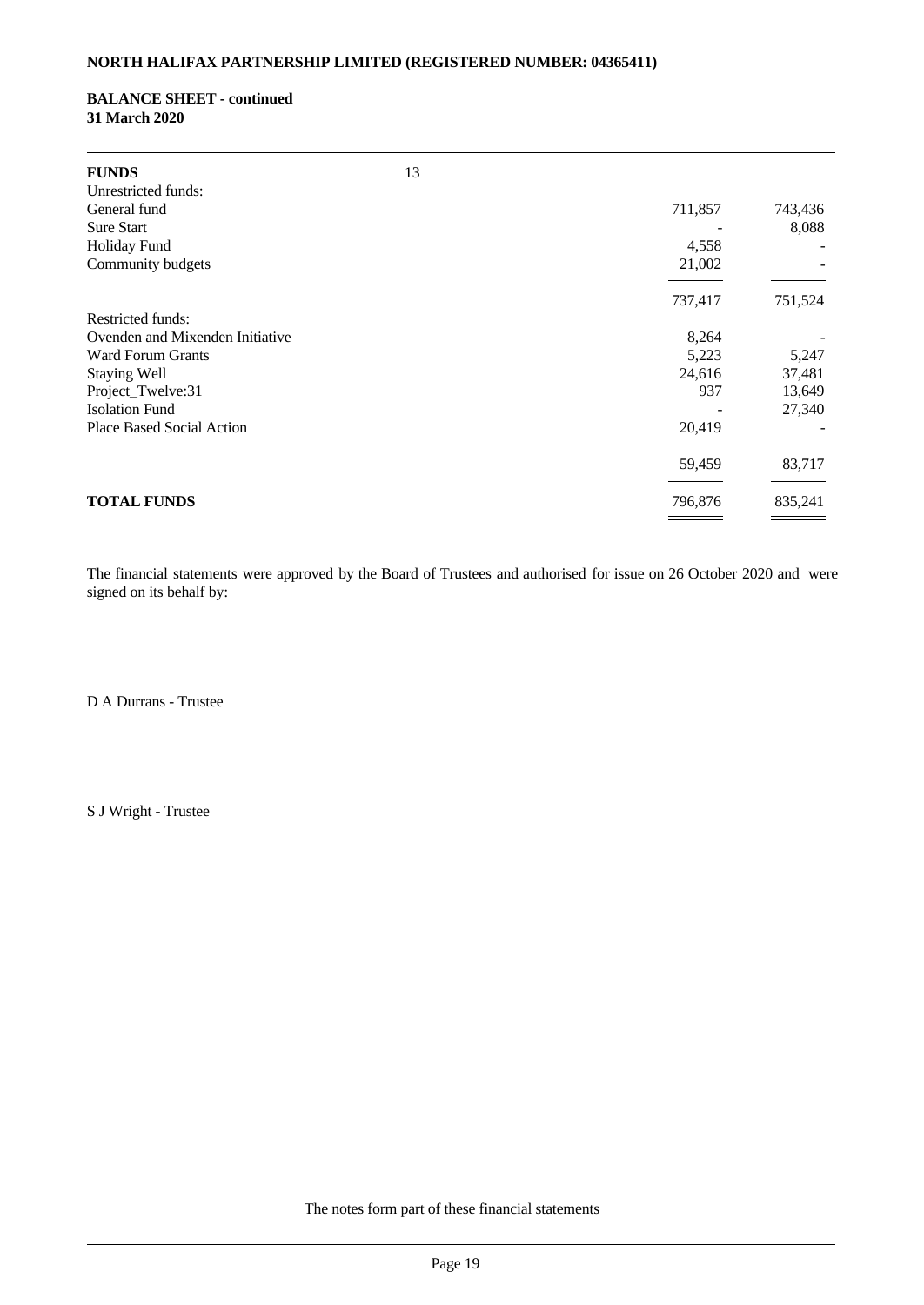**NORTH HALIFAX PARTNERSHIP LIMITED (REGISTERED NUMBER: 04365411)**

**BALANCE SHEET - continued**
**31 March 2020**

| | Notes | | |
|---|---|---|---|
| **FUNDS** | 13 | | |
| Unrestricted funds: | | | |
| General fund | | 711,857 | 743,436 |
| Sure Start | | - | 8,088 |
| Holiday Fund | | 4,558 | - |
| Community budgets | | 21,002 | - |
| | | 737,417 | 751,524 |
| Restricted funds: | | | |
| Ovenden and Mixenden Initiative | | 8,264 | - |
| Ward Forum Grants | | 5,223 | 5,247 |
| Staying Well | | 24,616 | 37,481 |
| Project_Twelve:31 | | 937 | 13,649 |
| Isolation Fund | | - | 27,340 |
| Place Based Social Action | | 20,419 | - |
| | | 59,459 | 83,717 |
| **TOTAL FUNDS** | | 796,876 | 835,241 |

The financial statements were approved by the Board of Trustees and authorised for issue on 26 October 2020 and were signed on its behalf by:

D A Durrans - Trustee

S J Wright - Trustee

The notes form part of these financial statements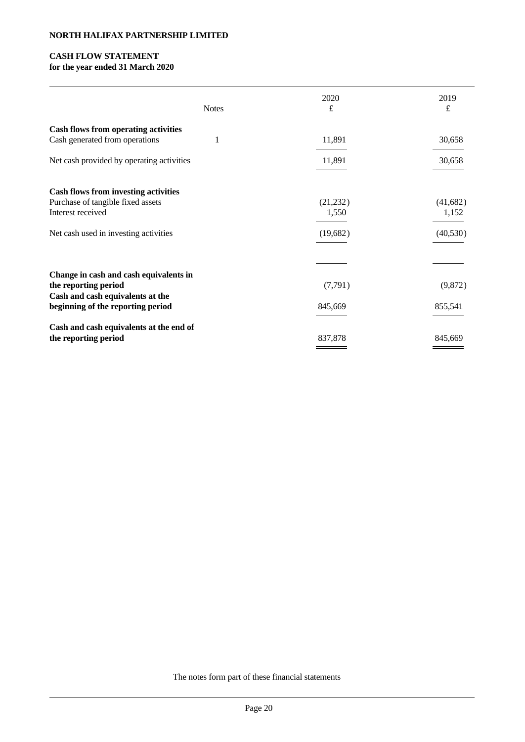**NORTH HALIFAX PARTNERSHIP LIMITED**

**CASH FLOW STATEMENT**
**for the year ended 31 March 2020**

| | Notes | 2020 £ | 2019 £ |
|---|---|---|---|
| **Cash flows from operating activities** | | | |
| Cash generated from operations | 1 | 11,891 | 30,658 |
| Net cash provided by operating activities | | 11,891 | 30,658 |
| **Cash flows from investing activities** | | | |
| Purchase of tangible fixed assets | | (21,232) | (41,682) |
| Interest received | | 1,550 | 1,152 |
| Net cash used in investing activities | | (19,682) | (40,530) |
| **Change in cash and cash equivalents in the reporting period** | | (7,791) | (9,872) |
| **Cash and cash equivalents at the beginning of the reporting period** | | 845,669 | 855,541 |
| **Cash and cash equivalents at the end of the reporting period** | | 837,878 | 845,669 |

The notes form part of these financial statements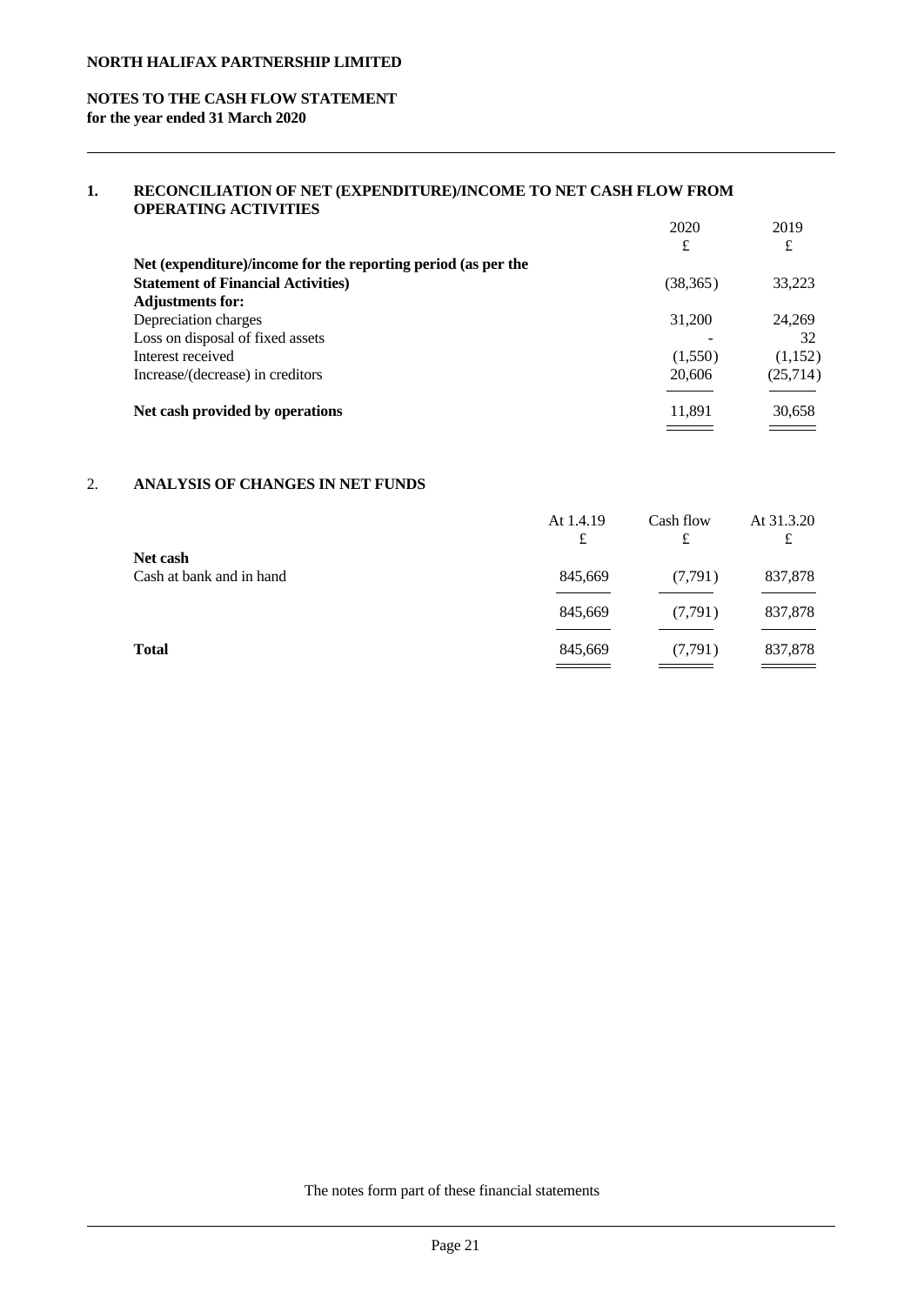**NORTH HALIFAX PARTNERSHIP LIMITED**

**NOTES TO THE CASH FLOW STATEMENT**
**for the year ended 31 March 2020**

## 1. RECONCILIATION OF NET (EXPENDITURE)/INCOME TO NET CASH FLOW FROM OPERATING ACTIVITIES

| | 2020 | 2019 |
|---|---|---|
| | £ | £ |
| **Net (expenditure)/income for the reporting period (as per the Statement of Financial Activities)** | (38,365) | 33,223 |
| **Adjustments for:** | | |
| Depreciation charges | 31,200 | 24,269 |
| Loss on disposal of fixed assets | - | 32 |
| Interest received | (1,550) | (1,152) |
| Increase/(decrease) in creditors | 20,606 | (25,714) |
| **Net cash provided by operations** | 11,891 | 30,658 |

## 2. ANALYSIS OF CHANGES IN NET FUNDS

| | At 1.4.19 | Cash flow | At 31.3.20 |
|---|---|---|---|
| | £ | £ | £ |
| **Net cash** | | | |
| Cash at bank and in hand | 845,669 | (7,791) | 837,878 |
| | 845,669 | (7,791) | 837,878 |
| **Total** | 845,669 | (7,791) | 837,878 |

The notes form part of these financial statements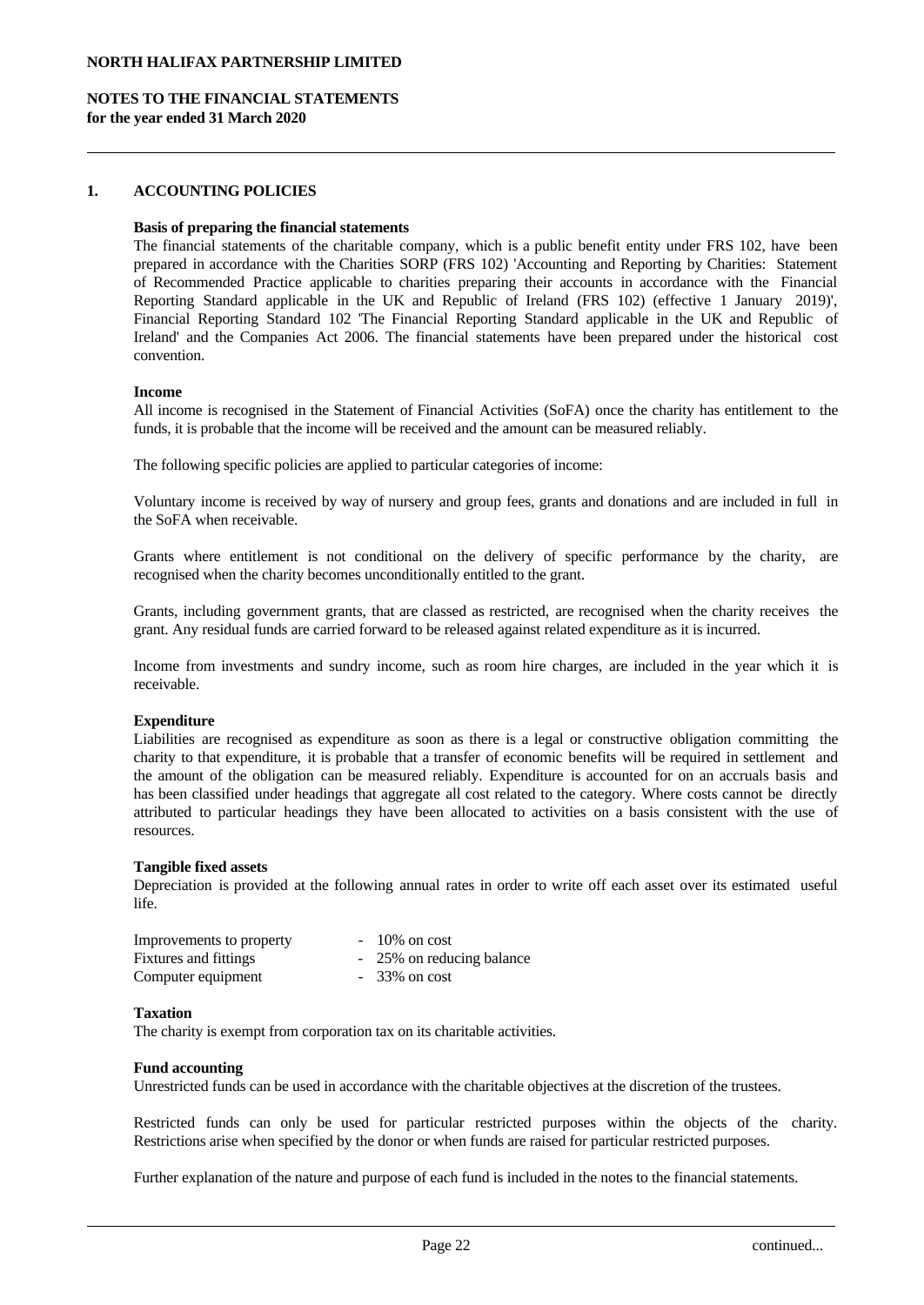**NORTH HALIFAX PARTNERSHIP LIMITED**

**NOTES TO THE FINANCIAL STATEMENTS**
**for the year ended 31 March 2020**

## 1. ACCOUNTING POLICIES

**Basis of preparing the financial statements**

The financial statements of the charitable company, which is a public benefit entity under FRS 102, have been prepared in accordance with the Charities SORP (FRS 102) 'Accounting and Reporting by Charities: Statement of Recommended Practice applicable to charities preparing their accounts in accordance with the Financial Reporting Standard applicable in the UK and Republic of Ireland (FRS 102) (effective 1 January 2019)', Financial Reporting Standard 102 'The Financial Reporting Standard applicable in the UK and Republic of Ireland' and the Companies Act 2006. The financial statements have been prepared under the historical cost convention.

**Income**

All income is recognised in the Statement of Financial Activities (SoFA) once the charity has entitlement to the funds, it is probable that the income will be received and the amount can be measured reliably.

The following specific policies are applied to particular categories of income:

Voluntary income is received by way of nursery and group fees, grants and donations and are included in full in the SoFA when receivable.

Grants where entitlement is not conditional on the delivery of specific performance by the charity, are recognised when the charity becomes unconditionally entitled to the grant.

Grants, including government grants, that are classed as restricted, are recognised when the charity receives the grant. Any residual funds are carried forward to be released against related expenditure as it is incurred.

Income from investments and sundry income, such as room hire charges, are included in the year which it is receivable.

**Expenditure**

Liabilities are recognised as expenditure as soon as there is a legal or constructive obligation committing the charity to that expenditure, it is probable that a transfer of economic benefits will be required in settlement and the amount of the obligation can be measured reliably. Expenditure is accounted for on an accruals basis and has been classified under headings that aggregate all cost related to the category. Where costs cannot be directly attributed to particular headings they have been allocated to activities on a basis consistent with the use of resources.

**Tangible fixed assets**

Depreciation is provided at the following annual rates in order to write off each asset over its estimated useful life.

| | |
|---|---|
| Improvements to property | - 10% on cost |
| Fixtures and fittings | - 25% on reducing balance |
| Computer equipment | - 33% on cost |

**Taxation**

The charity is exempt from corporation tax on its charitable activities.

**Fund accounting**

Unrestricted funds can be used in accordance with the charitable objectives at the discretion of the trustees.

Restricted funds can only be used for particular restricted purposes within the objects of the charity. Restrictions arise when specified by the donor or when funds are raised for particular restricted purposes.

Further explanation of the nature and purpose of each fund is included in the notes to the financial statements.

continued...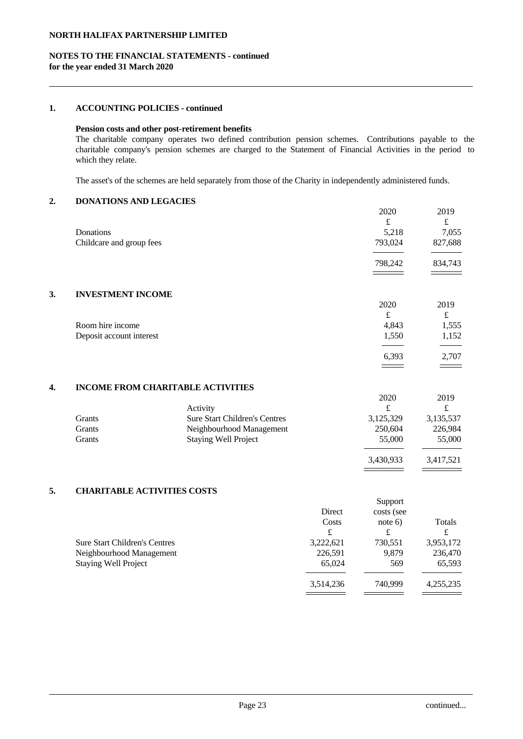**NORTH HALIFAX PARTNERSHIP LIMITED**

**NOTES TO THE FINANCIAL STATEMENTS - continued**
**for the year ended 31 March 2020**

## 1. ACCOUNTING POLICIES - continued

**Pension costs and other post-retirement benefits**

The charitable company operates two defined contribution pension schemes. Contributions payable to the charitable company's pension schemes are charged to the Statement of Financial Activities in the period to which they relate.

The asset's of the schemes are held separately from those of the Charity in independently administered funds.

## 2. DONATIONS AND LEGACIES

| | 2020 | 2019 |
|---|---|---|
| | £ | £ |
| Donations | 5,218 | 7,055 |
| Childcare and group fees | 793,024 | 827,688 |
| | 798,242 | 834,743 |

## 3. INVESTMENT INCOME

| | 2020 | 2019 |
|---|---|---|
| | £ | £ |
| Room hire income | 4,843 | 1,555 |
| Deposit account interest | 1,550 | 1,152 |
| | 6,393 | 2,707 |

## 4. INCOME FROM CHARITABLE ACTIVITIES

| | Activity | 2020 £ | 2019 £ |
|---|---|---|---|
| Grants | Sure Start Children's Centres | 3,125,329 | 3,135,537 |
| Grants | Neighbourhood Management | 250,604 | 226,984 |
| Grants | Staying Well Project | 55,000 | 55,000 |
| | | 3,430,933 | 3,417,521 |

## 5. CHARITABLE ACTIVITIES COSTS

| | Direct Costs | Support costs (see note 6) | Totals |
|---|---|---|---|
| | £ | £ | £ |
| Sure Start Children's Centres | 3,222,621 | 730,551 | 3,953,172 |
| Neighbourhood Management | 226,591 | 9,879 | 236,470 |
| Staying Well Project | 65,024 | 569 | 65,593 |
| | 3,514,236 | 740,999 | 4,255,235 |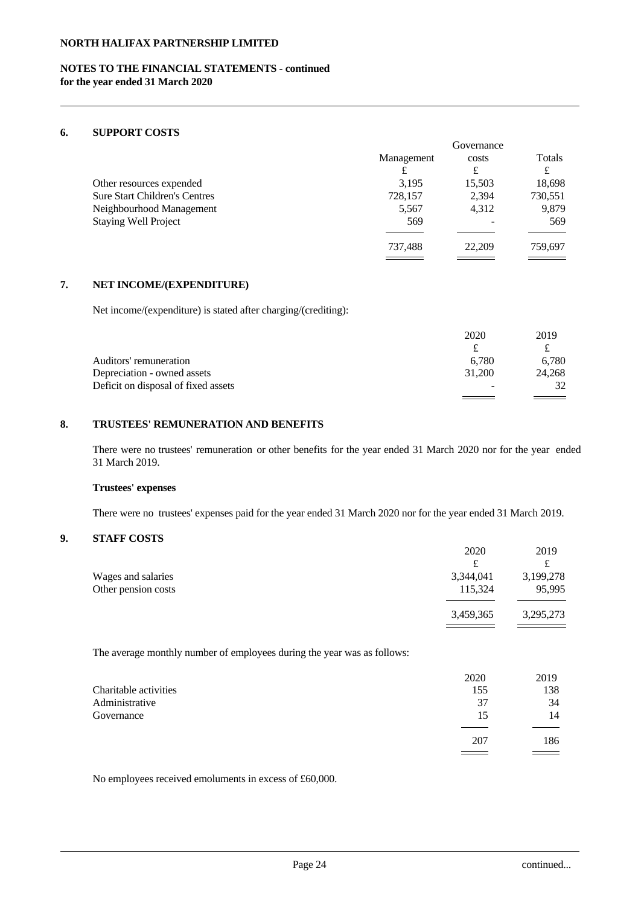## 6. SUPPORT COSTS

| | Management | Governance costs | Totals |
|---|---|---|---|
| | £ | £ | £ |
| Other resources expended | 3,195 | 15,503 | 18,698 |
| Sure Start Children's Centres | 728,157 | 2,394 | 730,551 |
| Neighbourhood Management | 5,567 | 4,312 | 9,879 |
| Staying Well Project | 569 | - | 569 |
| | 737,488 | 22,209 | 759,697 |

## 7. NET INCOME/(EXPENDITURE)

Net income/(expenditure) is stated after charging/(crediting):

| | 2020 | 2019 |
|---|---|---|
| | £ | £ |
| Auditors' remuneration | 6,780 | 6,780 |
| Depreciation - owned assets | 31,200 | 24,268 |
| Deficit on disposal of fixed assets | - | 32 |

## 8. TRUSTEES' REMUNERATION AND BENEFITS

There were no trustees' remuneration or other benefits for the year ended 31 March 2020 nor for the year ended 31 March 2019.

**Trustees' expenses**

There were no trustees' expenses paid for the year ended 31 March 2020 nor for the year ended 31 March 2019.

## 9. STAFF COSTS

| | 2020 | 2019 |
|---|---|---|
| | £ | £ |
| Wages and salaries | 3,344,041 | 3,199,278 |
| Other pension costs | 115,324 | 95,995 |
| | 3,459,365 | 3,295,273 |

The average monthly number of employees during the year was as follows:

| | 2020 | 2019 |
|---|---|---|
| Charitable activities | 155 | 138 |
| Administrative | 37 | 34 |
| Governance | 15 | 14 |
| | 207 | 186 |

No employees received emoluments in excess of £60,000.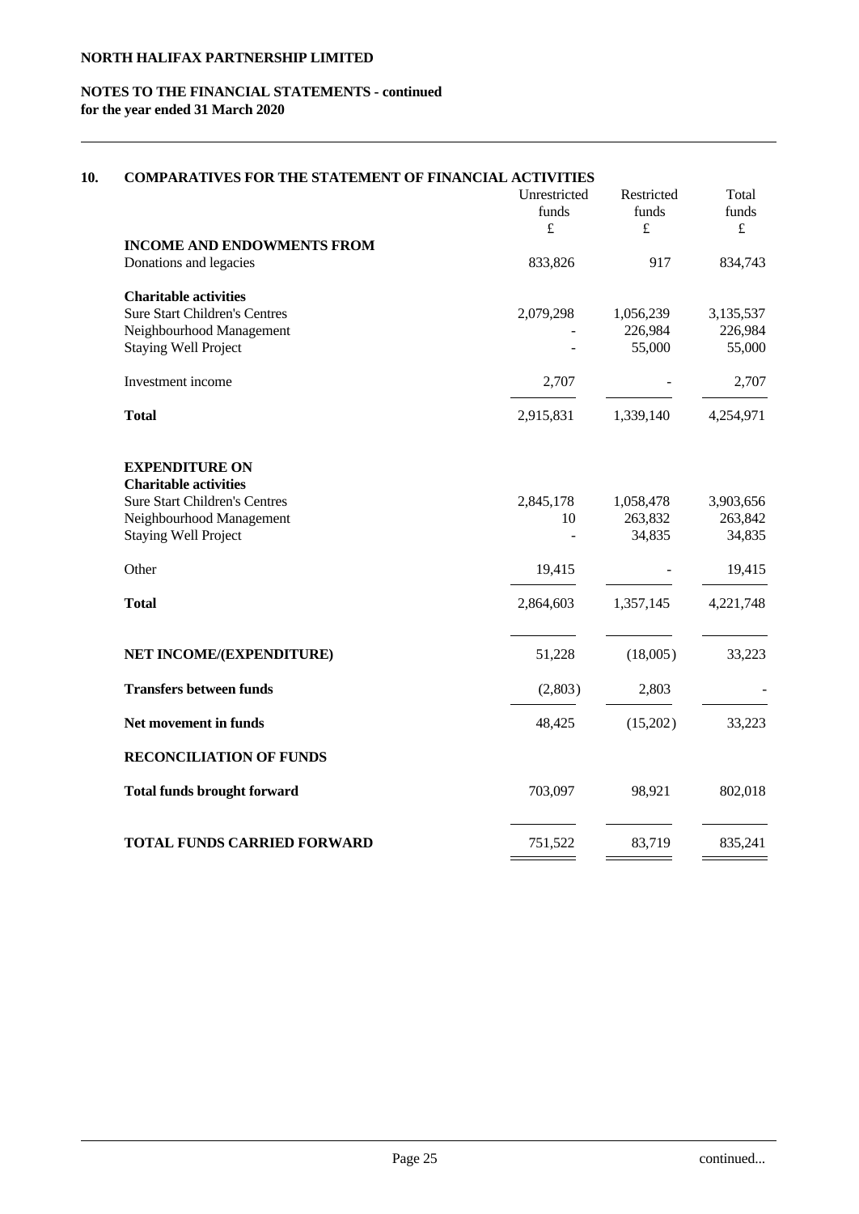**NORTH HALIFAX PARTNERSHIP LIMITED**

**NOTES TO THE FINANCIAL STATEMENTS - continued**
**for the year ended 31 March 2020**

## 10. COMPARATIVES FOR THE STATEMENT OF FINANCIAL ACTIVITIES

| | Unrestricted funds £ | Restricted funds £ | Total funds £ |
|---|---|---|---|
| **INCOME AND ENDOWMENTS FROM** | | | |
| Donations and legacies | 833,826 | 917 | 834,743 |
| **Charitable activities** | | | |
| Sure Start Children's Centres | 2,079,298 | 1,056,239 | 3,135,537 |
| Neighbourhood Management | - | 226,984 | 226,984 |
| Staying Well Project | - | 55,000 | 55,000 |
| Investment income | 2,707 | - | 2,707 |
| **Total** | 2,915,831 | 1,339,140 | 4,254,971 |
| **EXPENDITURE ON** | | | |
| **Charitable activities** | | | |
| Sure Start Children's Centres | 2,845,178 | 1,058,478 | 3,903,656 |
| Neighbourhood Management | 10 | 263,832 | 263,842 |
| Staying Well Project | - | 34,835 | 34,835 |
| Other | 19,415 | - | 19,415 |
| **Total** | 2,864,603 | 1,357,145 | 4,221,748 |
| **NET INCOME/(EXPENDITURE)** | 51,228 | (18,005) | 33,223 |
| **Transfers between funds** | (2,803) | 2,803 | - |
| **Net movement in funds** | 48,425 | (15,202) | 33,223 |
| **RECONCILIATION OF FUNDS** | | | |
| **Total funds brought forward** | 703,097 | 98,921 | 802,018 |
| **TOTAL FUNDS CARRIED FORWARD** | 751,522 | 83,719 | 835,241 |

continued...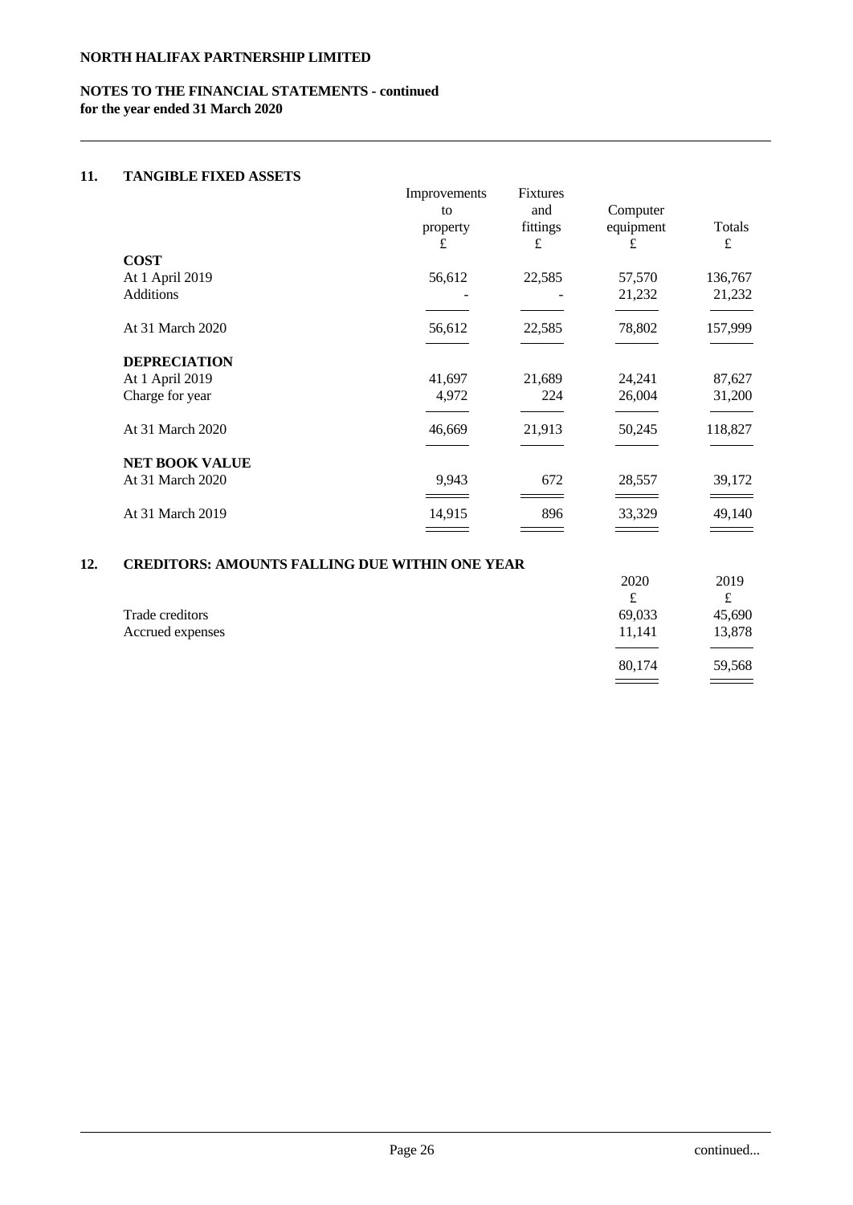**NORTH HALIFAX PARTNERSHIP LIMITED**

**NOTES TO THE FINANCIAL STATEMENTS - continued**
**for the year ended 31 March 2020**

## 11. TANGIBLE FIXED ASSETS

| | Improvements to property | Fixtures and fittings | Computer equipment | Totals |
|---|---|---|---|---|
| | £ | £ | £ | £ |
| **COST** | | | | |
| At 1 April 2019 | 56,612 | 22,585 | 57,570 | 136,767 |
| Additions | - | - | 21,232 | 21,232 |
| At 31 March 2020 | 56,612 | 22,585 | 78,802 | 157,999 |
| **DEPRECIATION** | | | | |
| At 1 April 2019 | 41,697 | 21,689 | 24,241 | 87,627 |
| Charge for year | 4,972 | 224 | 26,004 | 31,200 |
| At 31 March 2020 | 46,669 | 21,913 | 50,245 | 118,827 |
| **NET BOOK VALUE** | | | | |
| At 31 March 2020 | 9,943 | 672 | 28,557 | 39,172 |
| At 31 March 2019 | 14,915 | 896 | 33,329 | 49,140 |

## 12. CREDITORS: AMOUNTS FALLING DUE WITHIN ONE YEAR

| | 2020 | 2019 |
|---|---|---|
| | £ | £ |
| Trade creditors | 69,033 | 45,690 |
| Accrued expenses | 11,141 | 13,878 |
| | 80,174 | 59,568 |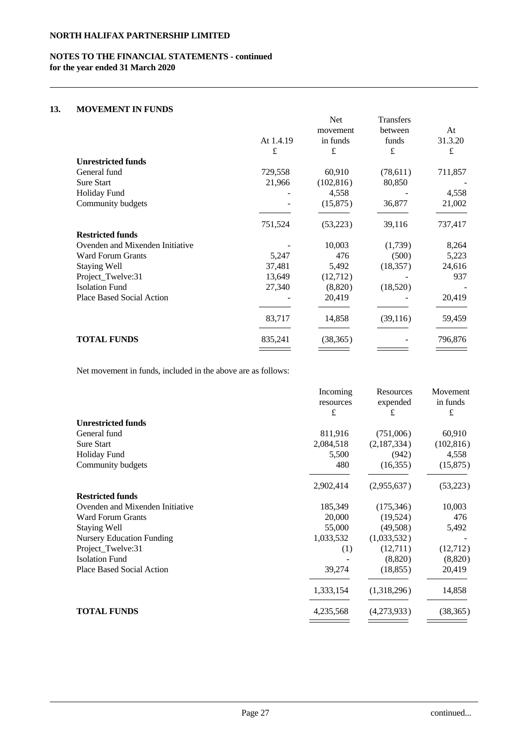**NORTH HALIFAX PARTNERSHIP LIMITED**

**NOTES TO THE FINANCIAL STATEMENTS - continued**
**for the year ended 31 March 2020**

## 13. MOVEMENT IN FUNDS

| | At 1.4.19 | Net movement in funds | Transfers between funds | At 31.3.20 |
|---|---|---|---|---|
| | £ | £ | £ | £ |
| **Unrestricted funds** | | | | |
| General fund | 729,558 | 60,910 | (78,611) | 711,857 |
| Sure Start | 21,966 | (102,816) | 80,850 | - |
| Holiday Fund | - | 4,558 | - | 4,558 |
| Community budgets | - | (15,875) | 36,877 | 21,002 |
| | 751,524 | (53,223) | 39,116 | 737,417 |
| **Restricted funds** | | | | |
| Ovenden and Mixenden Initiative | - | 10,003 | (1,739) | 8,264 |
| Ward Forum Grants | 5,247 | 476 | (500) | 5,223 |
| Staying Well | 37,481 | 5,492 | (18,357) | 24,616 |
| Project_Twelve:31 | 13,649 | (12,712) | - | 937 |
| Isolation Fund | 27,340 | (8,820) | (18,520) | - |
| Place Based Social Action | - | 20,419 | - | 20,419 |
| | 83,717 | 14,858 | (39,116) | 59,459 |
| **TOTAL FUNDS** | 835,241 | (38,365) | - | 796,876 |

Net movement in funds, included in the above are as follows:

| | Incoming resources | Resources expended | Movement in funds |
|---|---|---|---|
| | £ | £ | £ |
| **Unrestricted funds** | | | |
| General fund | 811,916 | (751,006) | 60,910 |
| Sure Start | 2,084,518 | (2,187,334) | (102,816) |
| Holiday Fund | 5,500 | (942) | 4,558 |
| Community budgets | 480 | (16,355) | (15,875) |
| | 2,902,414 | (2,955,637) | (53,223) |
| **Restricted funds** | | | |
| Ovenden and Mixenden Initiative | 185,349 | (175,346) | 10,003 |
| Ward Forum Grants | 20,000 | (19,524) | 476 |
| Staying Well | 55,000 | (49,508) | 5,492 |
| Nursery Education Funding | 1,033,532 | (1,033,532) | - |
| Project_Twelve:31 | (1) | (12,711) | (12,712) |
| Isolation Fund | - | (8,820) | (8,820) |
| Place Based Social Action | 39,274 | (18,855) | 20,419 |
| | 1,333,154 | (1,318,296) | 14,858 |
| **TOTAL FUNDS** | 4,235,568 | (4,273,933) | (38,365) |

continued...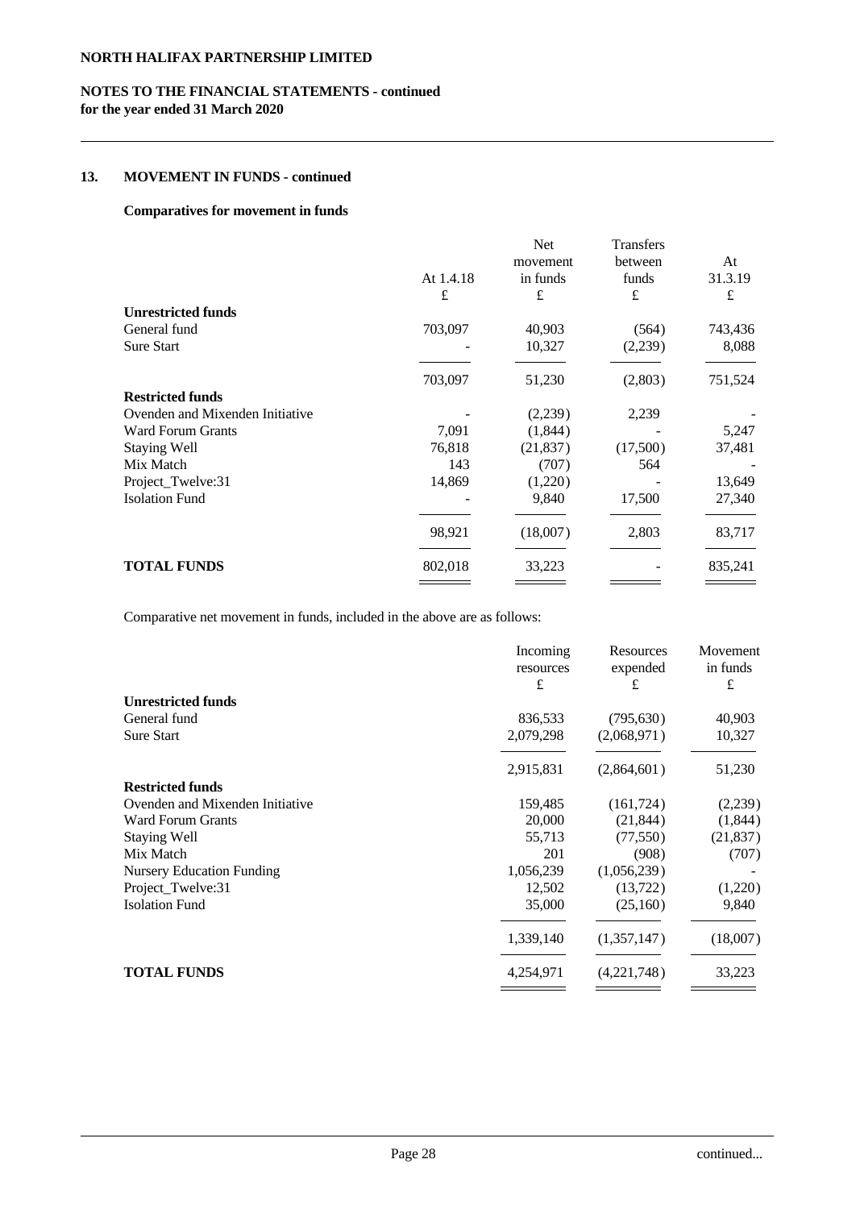## 13. MOVEMENT IN FUNDS - continued

### Comparatives for movement in funds

| | At 1.4.18 | Net movement in funds | Transfers between funds | At 31.3.19 |
|---|---|---|---|---|
| | £ | £ | £ | £ |
| **Unrestricted funds** | | | | |
| General fund | 703,097 | 40,903 | (564) | 743,436 |
| Sure Start | - | 10,327 | (2,239) | 8,088 |
| | 703,097 | 51,230 | (2,803) | 751,524 |
| **Restricted funds** | | | | |
| Ovenden and Mixenden Initiative | - | (2,239) | 2,239 | - |
| Ward Forum Grants | 7,091 | (1,844) | - | 5,247 |
| Staying Well | 76,818 | (21,837) | (17,500) | 37,481 |
| Mix Match | 143 | (707) | 564 | - |
| Project_Twelve:31 | 14,869 | (1,220) | - | 13,649 |
| Isolation Fund | - | 9,840 | 17,500 | 27,340 |
| | 98,921 | (18,007) | 2,803 | 83,717 |
| **TOTAL FUNDS** | 802,018 | 33,223 | - | 835,241 |

Comparative net movement in funds, included in the above are as follows:

| | Incoming resources | Resources expended | Movement in funds |
|---|---|---|---|
| | £ | £ | £ |
| **Unrestricted funds** | | | |
| General fund | 836,533 | (795,630) | 40,903 |
| Sure Start | 2,079,298 | (2,068,971) | 10,327 |
| | 2,915,831 | (2,864,601) | 51,230 |
| **Restricted funds** | | | |
| Ovenden and Mixenden Initiative | 159,485 | (161,724) | (2,239) |
| Ward Forum Grants | 20,000 | (21,844) | (1,844) |
| Staying Well | 55,713 | (77,550) | (21,837) |
| Mix Match | 201 | (908) | (707) |
| Nursery Education Funding | 1,056,239 | (1,056,239) | - |
| Project_Twelve:31 | 12,502 | (13,722) | (1,220) |
| Isolation Fund | 35,000 | (25,160) | 9,840 |
| | 1,339,140 | (1,357,147) | (18,007) |
| **TOTAL FUNDS** | 4,254,971 | (4,221,748) | 33,223 |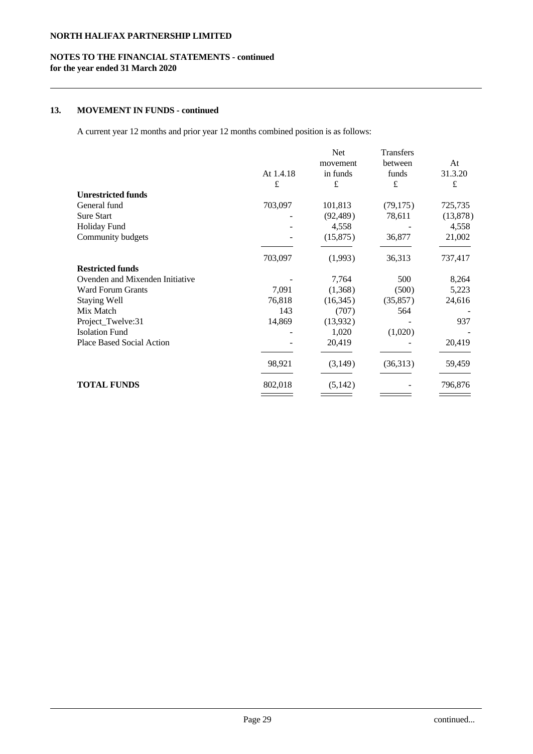**NORTH HALIFAX PARTNERSHIP LIMITED**

**NOTES TO THE FINANCIAL STATEMENTS - continued**
**for the year ended 31 March 2020**

## 13. MOVEMENT IN FUNDS - continued

A current year 12 months and prior year 12 months combined position is as follows:

| | At 1.4.18 | Net movement in funds | Transfers between funds | At 31.3.20 |
|---|---|---|---|---|
| | £ | £ | £ | £ |
| **Unrestricted funds** | | | | |
| General fund | 703,097 | 101,813 | (79,175) | 725,735 |
| Sure Start | - | (92,489) | 78,611 | (13,878) |
| Holiday Fund | - | 4,558 | - | 4,558 |
| Community budgets | - | (15,875) | 36,877 | 21,002 |
| | 703,097 | (1,993) | 36,313 | 737,417 |
| **Restricted funds** | | | | |
| Ovenden and Mixenden Initiative | - | 7,764 | 500 | 8,264 |
| Ward Forum Grants | 7,091 | (1,368) | (500) | 5,223 |
| Staying Well | 76,818 | (16,345) | (35,857) | 24,616 |
| Mix Match | 143 | (707) | 564 | - |
| Project_Twelve:31 | 14,869 | (13,932) | - | 937 |
| Isolation Fund | - | 1,020 | (1,020) | - |
| Place Based Social Action | - | 20,419 | - | 20,419 |
| | 98,921 | (3,149) | (36,313) | 59,459 |
| **TOTAL FUNDS** | 802,018 | (5,142) | - | 796,876 |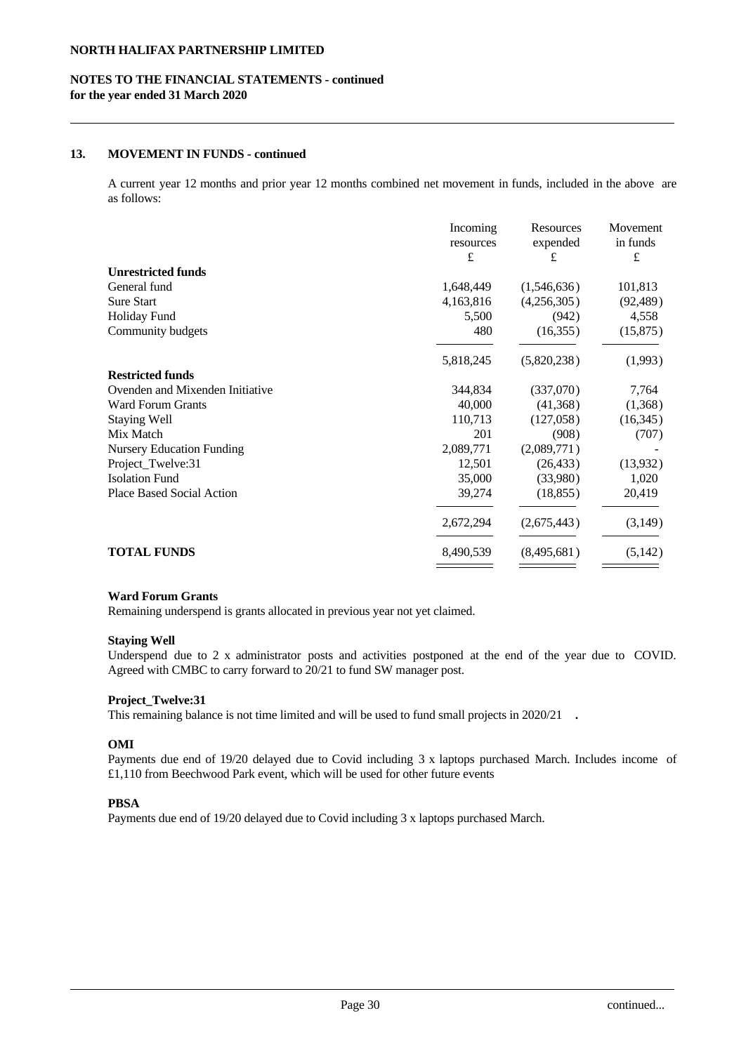## 13. MOVEMENT IN FUNDS - continued

A current year 12 months and prior year 12 months combined net movement in funds, included in the above are as follows:

| | Incoming resources £ | Resources expended £ | Movement in funds £ |
|---|---|---|---|
| **Unrestricted funds** | | | |
| General fund | 1,648,449 | (1,546,636) | 101,813 |
| Sure Start | 4,163,816 | (4,256,305) | (92,489) |
| Holiday Fund | 5,500 | (942) | 4,558 |
| Community budgets | 480 | (16,355) | (15,875) |
| | 5,818,245 | (5,820,238) | (1,993) |
| **Restricted funds** | | | |
| Ovenden and Mixenden Initiative | 344,834 | (337,070) | 7,764 |
| Ward Forum Grants | 40,000 | (41,368) | (1,368) |
| Staying Well | 110,713 | (127,058) | (16,345) |
| Mix Match | 201 | (908) | (707) |
| Nursery Education Funding | 2,089,771 | (2,089,771) | - |
| Project_Twelve:31 | 12,501 | (26,433) | (13,932) |
| Isolation Fund | 35,000 | (33,980) | 1,020 |
| Place Based Social Action | 39,274 | (18,855) | 20,419 |
| | 2,672,294 | (2,675,443) | (3,149) |
| **TOTAL FUNDS** | 8,490,539 | (8,495,681) | (5,142) |

**Ward Forum Grants**
Remaining underspend is grants allocated in previous year not yet claimed.

**Staying Well**
Underspend due to 2 x administrator posts and activities postponed at the end of the year due to COVID. Agreed with CMBC to carry forward to 20/21 to fund SW manager post.

**Project_Twelve:31**
This remaining balance is not time limited and will be used to fund small projects in 2020/21 **.**

**OMI**
Payments due end of 19/20 delayed due to Covid including 3 x laptops purchased March. Includes income of £1,110 from Beechwood Park event, which will be used for other future events

**PBSA**
Payments due end of 19/20 delayed due to Covid including 3 x laptops purchased March.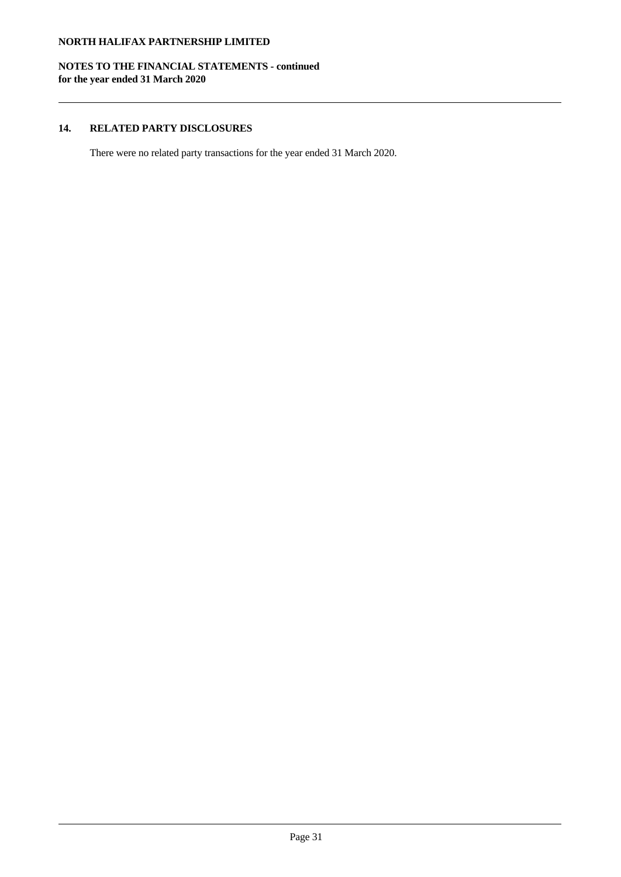## 14. RELATED PARTY DISCLOSURES

There were no related party transactions for the year ended 31 March 2020.